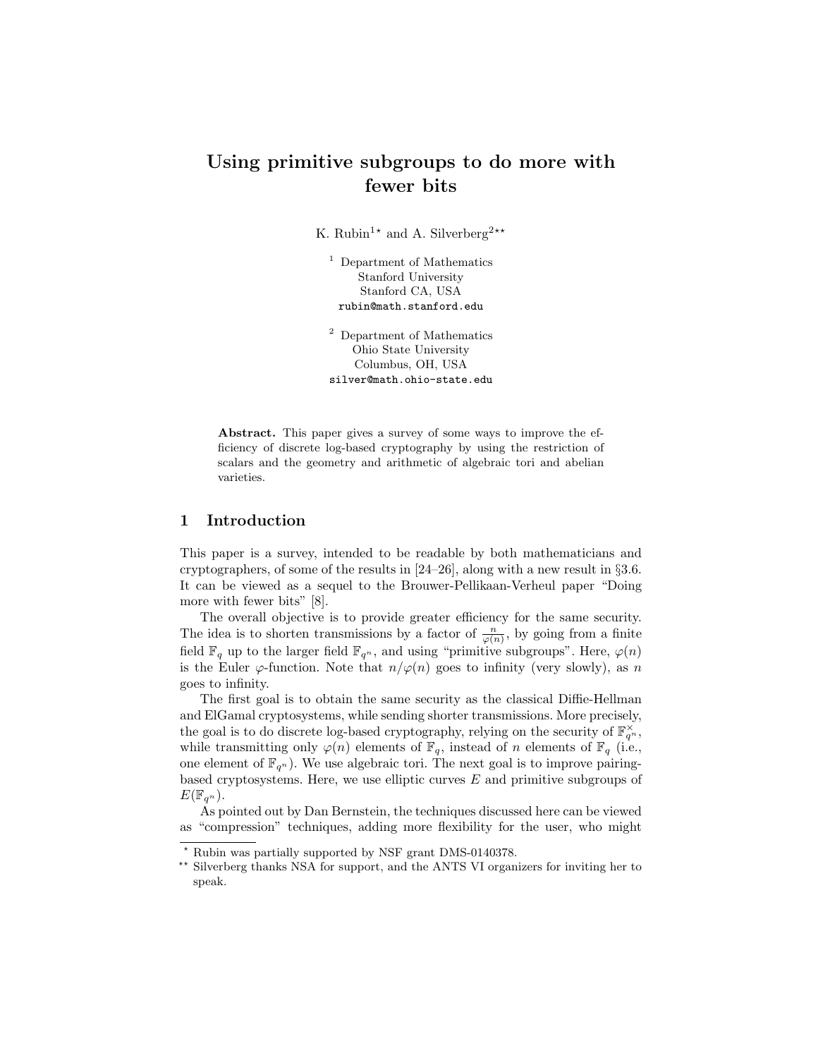# Using primitive subgroups to do more with fewer bits

K. Rubin[1]* and A. Silverberg[2]**

[1] Department of Mathematics
Stanford University
Stanford CA, USA
rubin@math.stanford.edu

[2] Department of Mathematics
Ohio State University
Columbus, OH, USA
silver@math.ohio-state.edu

**Abstract.** This paper gives a survey of some ways to improve the efficiency of discrete log-based cryptography by using the restriction of scalars and the geometry and arithmetic of algebraic tori and abelian varieties.

## 1 Introduction

This paper is a survey, intended to be readable by both mathematicians and cryptographers, of some of the results in [24–26], along with a new result in §3.6. It can be viewed as a sequel to the Brouwer-Pellikaan-Verheul paper "Doing more with fewer bits" [8].

The overall objective is to provide greater efficiency for the same security. The idea is to shorten transmissions by a factor of $\frac{n}{\varphi(n)}$, by going from a finite field $\mathbb{F}_q$ up to the larger field $\mathbb{F}_{q^n}$, and using "primitive subgroups". Here, $\varphi(n)$ is the Euler $\varphi$-function. Note that $n/\varphi(n)$ goes to infinity (very slowly), as $n$ goes to infinity.

The first goal is to obtain the same security as the classical Diffie-Hellman and ElGamal cryptosystems, while sending shorter transmissions. More precisely, the goal is to do discrete log-based cryptography, relying on the security of $\mathbb{F}_{q^n}^{\times}$, while transmitting only $\varphi(n)$ elements of $\mathbb{F}_q$, instead of $n$ elements of $\mathbb{F}_q$ (i.e., one element of $\mathbb{F}_{q^n}$). We use algebraic tori. The next goal is to improve pairing-based cryptosystems. Here, we use elliptic curves $E$ and primitive subgroups of $E(\mathbb{F}_{q^n})$.

As pointed out by Dan Bernstein, the techniques discussed here can be viewed as "compression" techniques, adding more flexibility for the user, who might

* Rubin was partially supported by NSF grant DMS-0140378.

** Silverberg thanks NSA for support, and the ANTS VI organizers for inviting her to speak.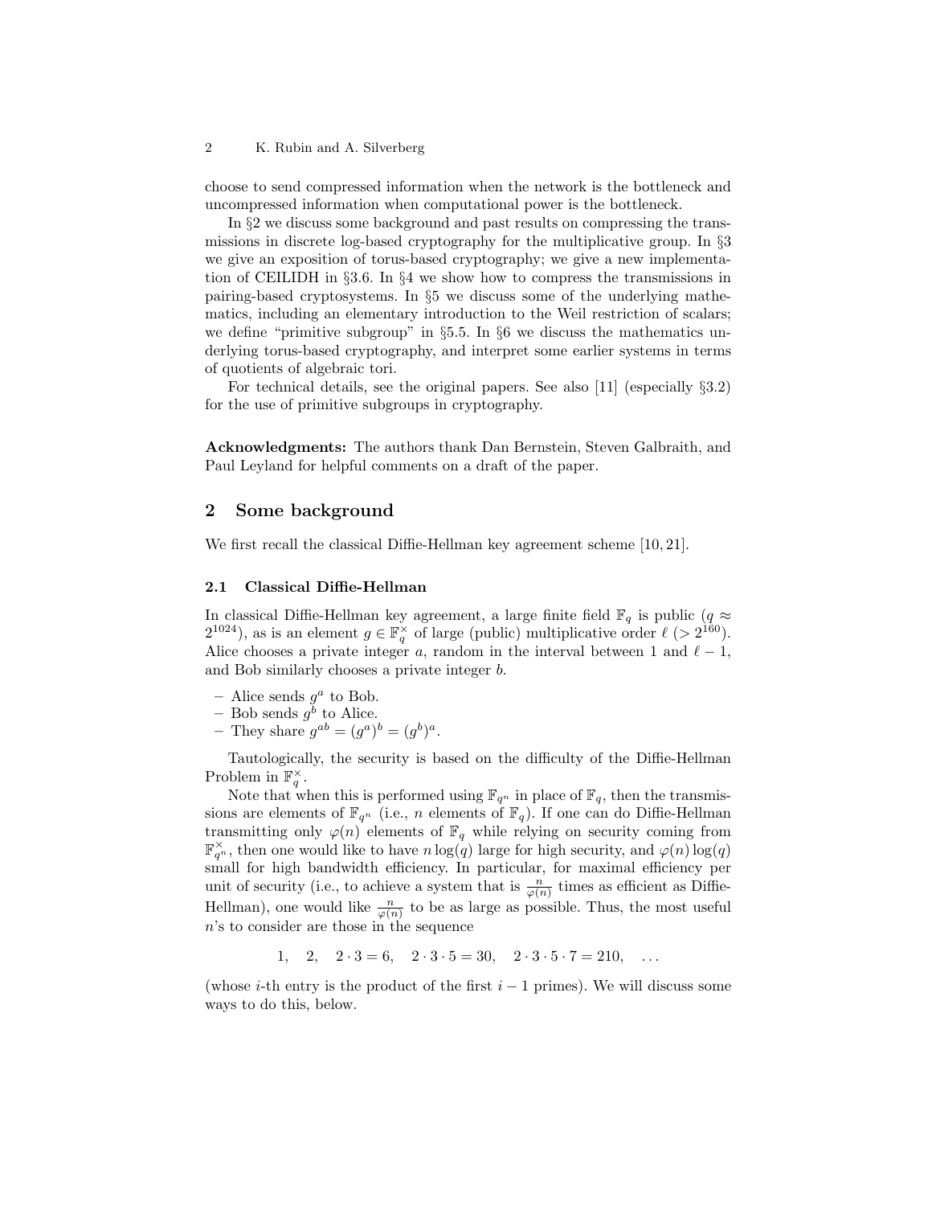choose to send compressed information when the network is the bottleneck and uncompressed information when computational power is the bottleneck.

In §2 we discuss some background and past results on compressing the transmissions in discrete log-based cryptography for the multiplicative group. In §3 we give an exposition of torus-based cryptography; we give a new implementation of CEILIDH in §3.6. In §4 we show how to compress the transmissions in pairing-based cryptosystems. In §5 we discuss some of the underlying mathematics, including an elementary introduction to the Weil restriction of scalars; we define "primitive subgroup" in §5.5. In §6 we discuss the mathematics underlying torus-based cryptography, and interpret some earlier systems in terms of quotients of algebraic tori.

For technical details, see the original papers. See also [11] (especially §3.2) for the use of primitive subgroups in cryptography.

**Acknowledgments:** The authors thank Dan Bernstein, Steven Galbraith, and Paul Leyland for helpful comments on a draft of the paper.

## 2 Some background

We first recall the classical Diffie-Hellman key agreement scheme [10, 21].

### 2.1 Classical Diffie-Hellman

In classical Diffie-Hellman key agreement, a large finite field $\mathbb{F}_q$ is public ($q \approx 2^{1024}$), as is an element $g \in \mathbb{F}_q^\times$ of large (public) multiplicative order $\ell$ ($> 2^{160}$). Alice chooses a private integer $a$, random in the interval between 1 and $\ell - 1$, and Bob similarly chooses a private integer $b$.

- Alice sends $g^a$ to Bob.
- Bob sends $g^b$ to Alice.
- They share $g^{ab} = (g^a)^b = (g^b)^a$.

Tautologically, the security is based on the difficulty of the Diffie-Hellman Problem in $\mathbb{F}_q^\times$.

Note that when this is performed using $\mathbb{F}_{q^n}$ in place of $\mathbb{F}_q$, then the transmissions are elements of $\mathbb{F}_{q^n}$ (i.e., $n$ elements of $\mathbb{F}_q$). If one can do Diffie-Hellman transmitting only $\varphi(n)$ elements of $\mathbb{F}_q$ while relying on security coming from $\mathbb{F}_{q^n}^\times$, then one would like to have $n \log(q)$ large for high security, and $\varphi(n) \log(q)$ small for high bandwidth efficiency. In particular, for maximal efficiency per unit of security (i.e., to achieve a system that is $\frac{n}{\varphi(n)}$ times as efficient as Diffie-Hellman), one would like $\frac{n}{\varphi(n)}$ to be as large as possible. Thus, the most useful $n$'s to consider are those in the sequence

$$1, \quad 2, \quad 2 \cdot 3 = 6, \quad 2 \cdot 3 \cdot 5 = 30, \quad 2 \cdot 3 \cdot 5 \cdot 7 = 210, \quad \ldots$$

(whose $i$-th entry is the product of the first $i - 1$ primes). We will discuss some ways to do this, below.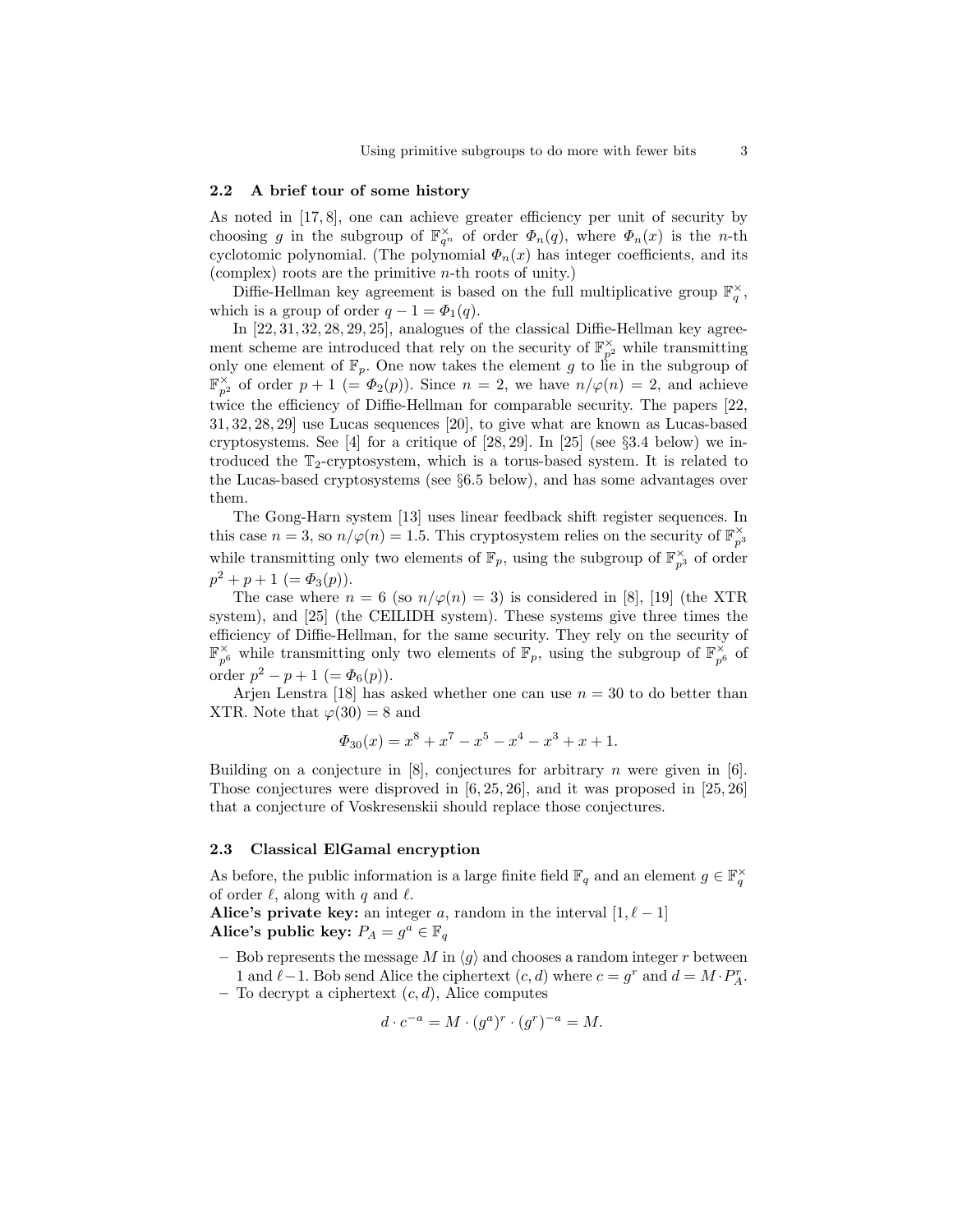### 2.2 A brief tour of some history

As noted in [17, 8], one can achieve greater efficiency per unit of security by choosing $g$ in the subgroup of $\mathbb{F}_{q^n}^\times$ of order $\Phi_n(q)$, where $\Phi_n(x)$ is the $n$-th cyclotomic polynomial. (The polynomial $\Phi_n(x)$ has integer coefficients, and its (complex) roots are the primitive $n$-th roots of unity.)

Diffie-Hellman key agreement is based on the full multiplicative group $\mathbb{F}_q^\times$, which is a group of order $q - 1 = \Phi_1(q)$.

In [22, 31, 32, 28, 29, 25], analogues of the classical Diffie-Hellman key agreement scheme are introduced that rely on the security of $\mathbb{F}_{p^2}^\times$ while transmitting only one element of $\mathbb{F}_p$. One now takes the element $g$ to lie in the subgroup of $\mathbb{F}_{p^2}^\times$ of order $p+1$ ($= \Phi_2(p)$). Since $n = 2$, we have $n/\varphi(n) = 2$, and achieve twice the efficiency of Diffie-Hellman for comparable security. The papers [22, 31, 32, 28, 29] use Lucas sequences [20], to give what are known as Lucas-based cryptosystems. See [4] for a critique of [28, 29]. In [25] (see §3.4 below) we introduced the $\mathbb{T}_2$-cryptosystem, which is a torus-based system. It is related to the Lucas-based cryptosystems (see §6.5 below), and has some advantages over them.

The Gong-Harn system [13] uses linear feedback shift register sequences. In this case $n = 3$, so $n/\varphi(n) = 1.5$. This cryptosystem relies on the security of $\mathbb{F}_{p^3}^\times$ while transmitting only two elements of $\mathbb{F}_p$, using the subgroup of $\mathbb{F}_{p^3}^\times$ of order $p^2 + p + 1$ ($= \Phi_3(p)$).

The case where $n = 6$ (so $n/\varphi(n) = 3$) is considered in [8], [19] (the XTR system), and [25] (the CEILIDH system). These systems give three times the efficiency of Diffie-Hellman, for the same security. They rely on the security of $\mathbb{F}_{p^6}^\times$ while transmitting only two elements of $\mathbb{F}_p$, using the subgroup of $\mathbb{F}_{p^6}^\times$ of order $p^2 - p + 1$ ($= \Phi_6(p)$).

Arjen Lenstra [18] has asked whether one can use $n = 30$ to do better than XTR. Note that $\varphi(30) = 8$ and

$$\Phi_{30}(x) = x^8 + x^7 - x^5 - x^4 - x^3 + x + 1.$$

Building on a conjecture in [8], conjectures for arbitrary $n$ were given in [6]. Those conjectures were disproved in [6, 25, 26], and it was proposed in [25, 26] that a conjecture of Voskresenskii should replace those conjectures.

### 2.3 Classical ElGamal encryption

As before, the public information is a large finite field $\mathbb{F}_q$ and an element $g \in \mathbb{F}_q^\times$ of order $\ell$, along with $q$ and $\ell$.

**Alice's private key:** an integer $a$, random in the interval $[1, \ell - 1]$

**Alice's public key:** $P_A = g^a \in \mathbb{F}_q$

- Bob represents the message $M$ in $\langle g \rangle$ and chooses a random integer $r$ between 1 and $\ell - 1$. Bob send Alice the ciphertext $(c, d)$ where $c = g^r$ and $d = M \cdot P_A^r$.
- To decrypt a ciphertext $(c, d)$, Alice computes

$$d \cdot c^{-a} = M \cdot (g^a)^r \cdot (g^r)^{-a} = M.$$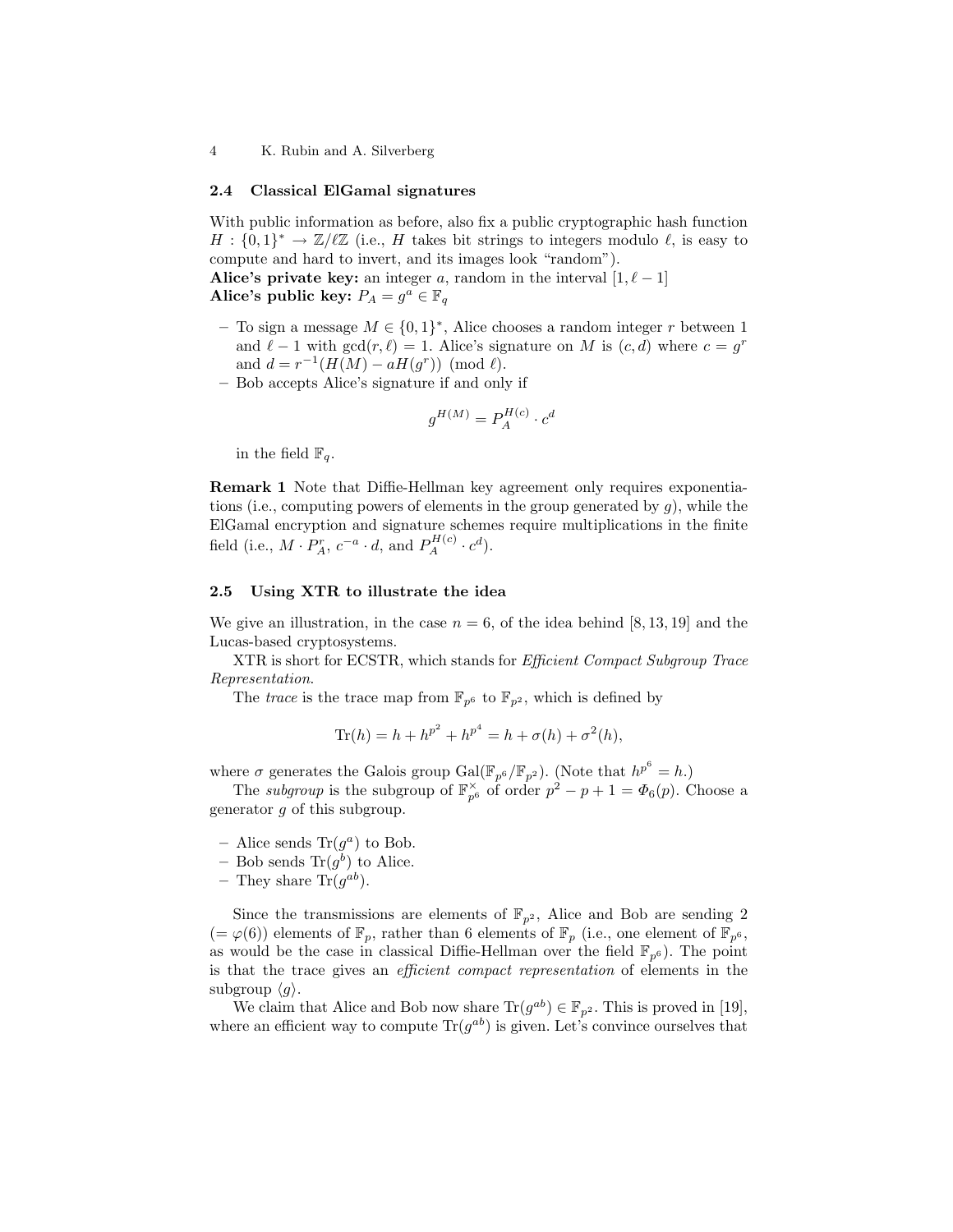### 2.4 Classical ElGamal signatures

With public information as before, also fix a public cryptographic hash function $H : \{0,1\}^* \to \mathbb{Z}/\ell\mathbb{Z}$ (i.e., $H$ takes bit strings to integers modulo $\ell$, is easy to compute and hard to invert, and its images look "random").

**Alice's private key:** an integer $a$, random in the interval $[1, \ell - 1]$

**Alice's public key:** $P_A = g^a \in \mathbb{F}_q$

- To sign a message $M \in \{0,1\}^*$, Alice chooses a random integer $r$ between 1 and $\ell - 1$ with $\gcd(r, \ell) = 1$. Alice's signature on $M$ is $(c, d)$ where $c = g^r$ and $d = r^{-1}(H(M) - aH(g^r)) \pmod{\ell}$.
- Bob accepts Alice's signature if and only if

$$g^{H(M)} = P_A^{H(c)} \cdot c^d$$

in the field $\mathbb{F}_q$.

**Remark 1** Note that Diffie-Hellman key agreement only requires exponentiations (i.e., computing powers of elements in the group generated by $g$), while the ElGamal encryption and signature schemes require multiplications in the finite field (i.e., $M \cdot P_A^r$, $c^{-a} \cdot d$, and $P_A^{H(c)} \cdot c^d$).

### 2.5 Using XTR to illustrate the idea

We give an illustration, in the case $n = 6$, of the idea behind [8, 13, 19] and the Lucas-based cryptosystems.

XTR is short for ECSTR, which stands for *Efficient Compact Subgroup Trace Representation*.

The *trace* is the trace map from $\mathbb{F}_{p^6}$ to $\mathbb{F}_{p^2}$, which is defined by

$$\mathrm{Tr}(h) = h + h^{p^2} + h^{p^4} = h + \sigma(h) + \sigma^2(h),$$

where $\sigma$ generates the Galois group $\mathrm{Gal}(\mathbb{F}_{p^6}/\mathbb{F}_{p^2})$. (Note that $h^{p^6} = h$.)

The *subgroup* is the subgroup of $\mathbb{F}_{p^6}^\times$ of order $p^2 - p + 1 = \Phi_6(p)$. Choose a generator $g$ of this subgroup.

- Alice sends $\mathrm{Tr}(g^a)$ to Bob.
- Bob sends $\mathrm{Tr}(g^b)$ to Alice.
- They share $\mathrm{Tr}(g^{ab})$.

Since the transmissions are elements of $\mathbb{F}_{p^2}$, Alice and Bob are sending 2 ($= \varphi(6)$) elements of $\mathbb{F}_p$, rather than 6 elements of $\mathbb{F}_p$ (i.e., one element of $\mathbb{F}_{p^6}$, as would be the case in classical Diffie-Hellman over the field $\mathbb{F}_{p^6}$). The point is that the trace gives an *efficient compact representation* of elements in the subgroup $\langle g \rangle$.

We claim that Alice and Bob now share $\mathrm{Tr}(g^{ab}) \in \mathbb{F}_{p^2}$. This is proved in [19], where an efficient way to compute $\mathrm{Tr}(g^{ab})$ is given. Let's convince ourselves that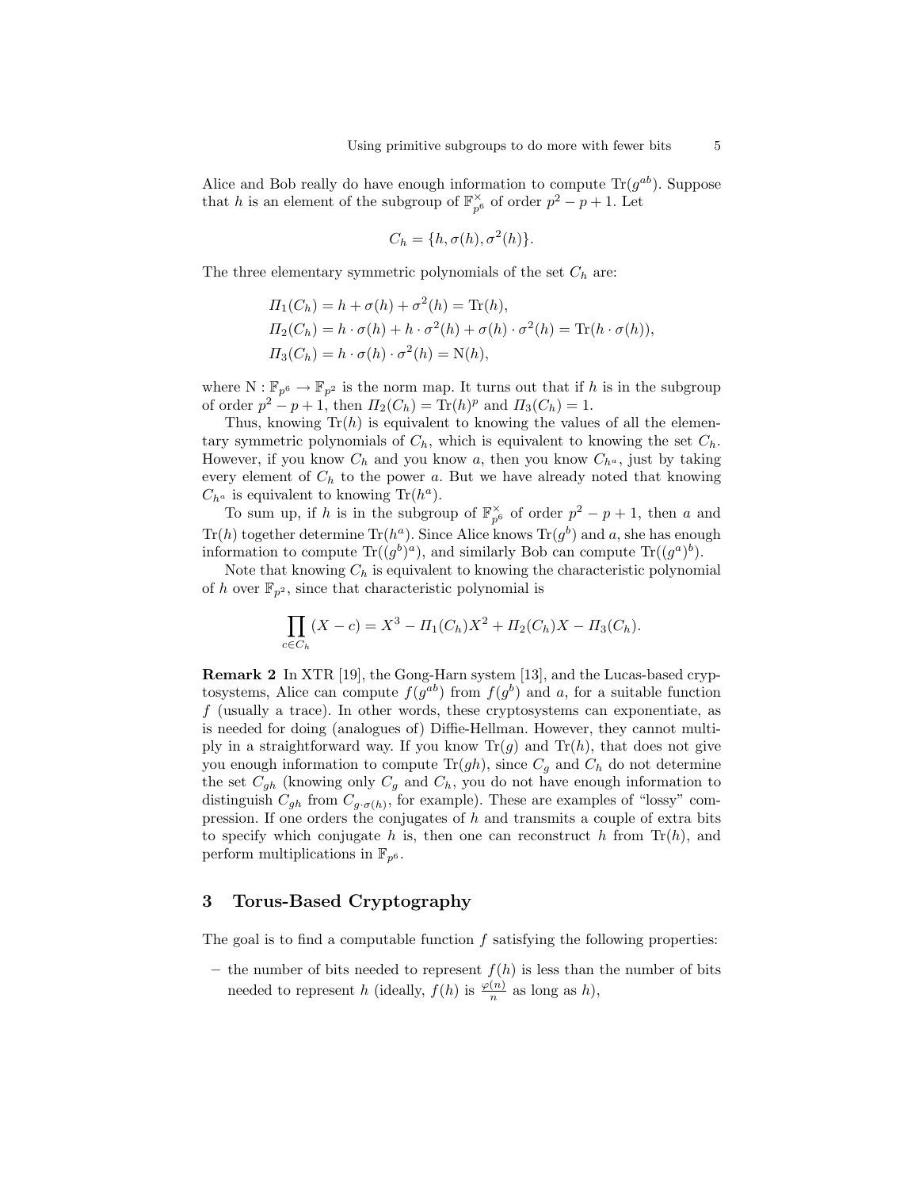Alice and Bob really do have enough information to compute $\mathrm{Tr}(g^{ab})$. Suppose that $h$ is an element of the subgroup of $\mathbb{F}_{p^6}^\times$ of order $p^2 - p + 1$. Let

$$C_h = \{h, \sigma(h), \sigma^2(h)\}.$$

The three elementary symmetric polynomials of the set $C_h$ are:

$$\begin{aligned}
\Pi_1(C_h) &= h + \sigma(h) + \sigma^2(h) = \mathrm{Tr}(h), \\
\Pi_2(C_h) &= h \cdot \sigma(h) + h \cdot \sigma^2(h) + \sigma(h) \cdot \sigma^2(h) = \mathrm{Tr}(h \cdot \sigma(h)), \\
\Pi_3(C_h) &= h \cdot \sigma(h) \cdot \sigma^2(h) = \mathrm{N}(h),
\end{aligned}$$

where $\mathrm{N} : \mathbb{F}_{p^6} \to \mathbb{F}_{p^2}$ is the norm map. It turns out that if $h$ is in the subgroup of order $p^2 - p + 1$, then $\Pi_2(C_h) = \mathrm{Tr}(h)^p$ and $\Pi_3(C_h) = 1$.

Thus, knowing $\mathrm{Tr}(h)$ is equivalent to knowing the values of all the elementary symmetric polynomials of $C_h$, which is equivalent to knowing the set $C_h$. However, if you know $C_h$ and you know $a$, then you know $C_{h^a}$, just by taking every element of $C_h$ to the power $a$. But we have already noted that knowing $C_{h^a}$ is equivalent to knowing $\mathrm{Tr}(h^a)$.

To sum up, if $h$ is in the subgroup of $\mathbb{F}_{p^6}^\times$ of order $p^2 - p + 1$, then $a$ and $\mathrm{Tr}(h)$ together determine $\mathrm{Tr}(h^a)$. Since Alice knows $\mathrm{Tr}(g^b)$ and $a$, she has enough information to compute $\mathrm{Tr}((g^b)^a)$, and similarly Bob can compute $\mathrm{Tr}((g^a)^b)$.

Note that knowing $C_h$ is equivalent to knowing the characteristic polynomial of $h$ over $\mathbb{F}_{p^2}$, since that characteristic polynomial is

$$\prod_{c \in C_h} (X - c) = X^3 - \Pi_1(C_h) X^2 + \Pi_2(C_h) X - \Pi_3(C_h).$$

**Remark 2** In XTR [19], the Gong-Harn system [13], and the Lucas-based cryptosystems, Alice can compute $f(g^{ab})$ from $f(g^b)$ and $a$, for a suitable function $f$ (usually a trace). In other words, these cryptosystems can exponentiate, as is needed for doing (analogues of) Diffie-Hellman. However, they cannot multiply in a straightforward way. If you know $\mathrm{Tr}(g)$ and $\mathrm{Tr}(h)$, that does not give you enough information to compute $\mathrm{Tr}(gh)$, since $C_g$ and $C_h$ do not determine the set $C_{gh}$ (knowing only $C_g$ and $C_h$, you do not have enough information to distinguish $C_{gh}$ from $C_{g \cdot \sigma(h)}$, for example). These are examples of "lossy" compression. If one orders the conjugates of $h$ and transmits a couple of extra bits to specify which conjugate $h$ is, then one can reconstruct $h$ from $\mathrm{Tr}(h)$, and perform multiplications in $\mathbb{F}_{p^6}$.

## 3 Torus-Based Cryptography

The goal is to find a computable function $f$ satisfying the following properties:

- the number of bits needed to represent $f(h)$ is less than the number of bits needed to represent $h$ (ideally, $f(h)$ is $\frac{\varphi(n)}{n}$ as long as $h$),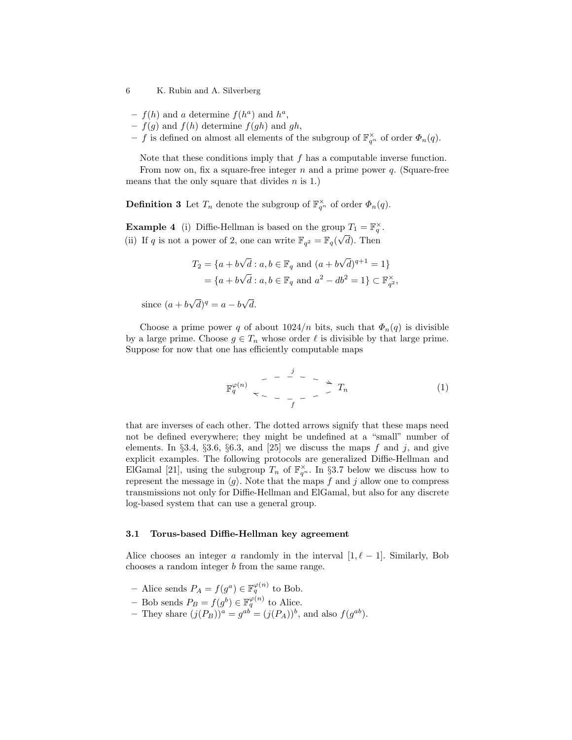- $f(h)$ and $a$ determine $f(h^a)$ and $h^a$,
- $f(g)$ and $f(h)$ determine $f(gh)$ and $gh$,
- $f$ is defined on almost all elements of the subgroup of $\mathbb{F}_{q^n}^\times$ of order $\Phi_n(q)$.

Note that these conditions imply that $f$ has a computable inverse function.

From now on, fix a square-free integer $n$ and a prime power $q$. (Square-free means that the only square that divides $n$ is 1.)

**Definition 3** Let $T_n$ denote the subgroup of $\mathbb{F}_{q^n}^\times$ of order $\Phi_n(q)$.

**Example 4** (i) Diffie-Hellman is based on the group $T_1 = \mathbb{F}_q^\times$.
(ii) If $q$ is not a power of 2, one can write $\mathbb{F}_{q^2} = \mathbb{F}_q(\sqrt{d})$. Then

$$
\begin{aligned}
T_2 &= \{a + b\sqrt{d} : a, b \in \mathbb{F}_q \text{ and } (a + b\sqrt{d})^{q+1} = 1\} \\
&= \{a + b\sqrt{d} : a, b \in \mathbb{F}_q \text{ and } a^2 - db^2 = 1\} \subset \mathbb{F}_{q^2}^\times,
\end{aligned}
$$

since $(a + b\sqrt{d})^q = a - b\sqrt{d}$.

Choose a prime power $q$ of about $1024/n$ bits, such that $\Phi_n(q)$ is divisible by a large prime. Choose $g \in T_n$ whose order $\ell$ is divisible by that large prime. Suppose for now that one has efficiently computable maps

$$
\mathbb{F}_q^{\varphi(n)} \underset{f}{\overset{j}{\rightleftarrows}} T_n \tag{1}
$$

that are inverses of each other. The dotted arrows signify that these maps need not be defined everywhere; they might be undefined at a "small" number of elements. In §3.4, §3.6, §6.3, and [25] we discuss the maps $f$ and $j$, and give explicit examples. The following protocols are generalized Diffie-Hellman and ElGamal [21], using the subgroup $T_n$ of $\mathbb{F}_{q^n}^\times$. In §3.7 below we discuss how to represent the message in $\langle g \rangle$. Note that the maps $f$ and $j$ allow one to compress transmissions not only for Diffie-Hellman and ElGamal, but also for any discrete log-based system that can use a general group.

### 3.1 Torus-based Diffie-Hellman key agreement

Alice chooses an integer $a$ randomly in the interval $[1, \ell - 1]$. Similarly, Bob chooses a random integer $b$ from the same range.

- Alice sends $P_A = f(g^a) \in \mathbb{F}_q^{\varphi(n)}$ to Bob.
- Bob sends $P_B = f(g^b) \in \mathbb{F}_q^{\varphi(n)}$ to Alice.
- They share $(j(P_B))^a = g^{ab} = (j(P_A))^b$, and also $f(g^{ab})$.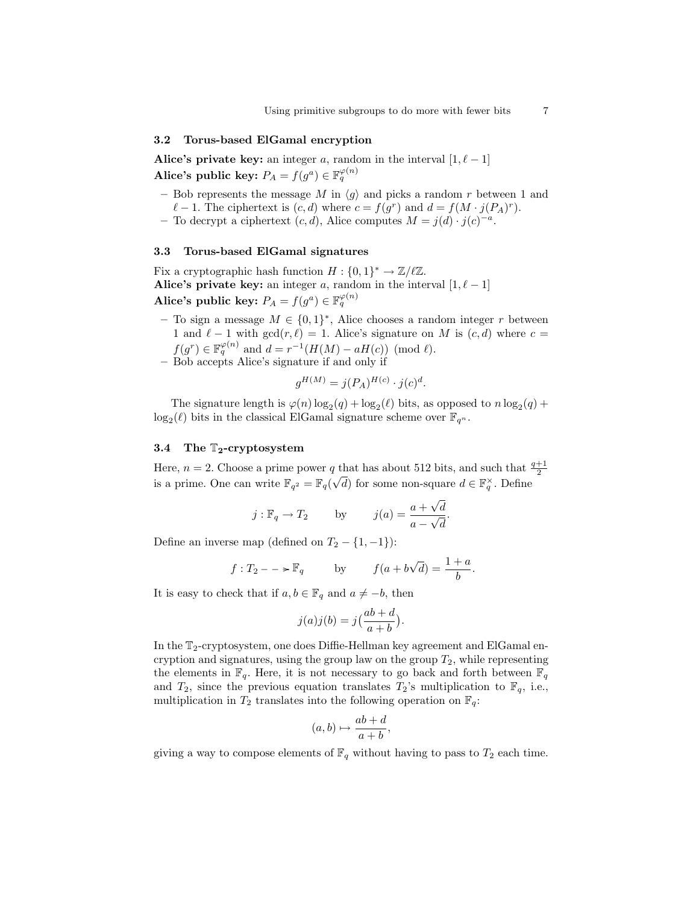### 3.2 Torus-based ElGamal encryption

**Alice's private key:** an integer $a$, random in the interval $[1, \ell - 1]$
**Alice's public key:** $P_A = f(g^a) \in \mathbb{F}_q^{\varphi(n)}$

- Bob represents the message $M$ in $\langle g \rangle$ and picks a random $r$ between 1 and $\ell - 1$. The ciphertext is $(c, d)$ where $c = f(g^r)$ and $d = f(M \cdot j(P_A)^r)$.
- To decrypt a ciphertext $(c, d)$, Alice computes $M = j(d) \cdot j(c)^{-a}$.

### 3.3 Torus-based ElGamal signatures

Fix a cryptographic hash function $H : \{0, 1\}^* \to \mathbb{Z}/\ell\mathbb{Z}$.
**Alice's private key:** an integer $a$, random in the interval $[1, \ell - 1]$
**Alice's public key:** $P_A = f(g^a) \in \mathbb{F}_q^{\varphi(n)}$

- To sign a message $M \in \{0, 1\}^*$, Alice chooses a random integer $r$ between 1 and $\ell - 1$ with $\gcd(r, \ell) = 1$. Alice's signature on $M$ is $(c, d)$ where $c = f(g^r) \in \mathbb{F}_q^{\varphi(n)}$ and $d = r^{-1}(H(M) - aH(c)) \pmod{\ell}$.
- Bob accepts Alice's signature if and only if

$$g^{H(M)} = j(P_A)^{H(c)} \cdot j(c)^d.$$

The signature length is $\varphi(n) \log_2(q) + \log_2(\ell)$ bits, as opposed to $n \log_2(q) + \log_2(\ell)$ bits in the classical ElGamal signature scheme over $\mathbb{F}_{q^n}$.

### 3.4 The $\mathbb{T}_2$-cryptosystem

Here, $n = 2$. Choose a prime power $q$ that has about 512 bits, and such that $\frac{q+1}{2}$ is a prime. One can write $\mathbb{F}_{q^2} = \mathbb{F}_q(\sqrt{d})$ for some non-square $d \in \mathbb{F}_q^\times$. Define

$$j : \mathbb{F}_q \to T_2 \qquad \text{by} \qquad j(a) = \frac{a + \sqrt{d}}{a - \sqrt{d}}.$$

Define an inverse map (defined on $T_2 - \{1, -1\}$):

$$f : T_2 \dashrightarrow \mathbb{F}_q \qquad \text{by} \qquad f(a + b\sqrt{d}) = \frac{1 + a}{b}.$$

It is easy to check that if $a, b \in \mathbb{F}_q$ and $a \neq -b$, then

$$j(a)j(b) = j\left(\frac{ab + d}{a + b}\right).$$

In the $\mathbb{T}_2$-cryptosystem, one does Diffie-Hellman key agreement and ElGamal encryption and signatures, using the group law on the group $T_2$, while representing the elements in $\mathbb{F}_q$. Here, it is not necessary to go back and forth between $\mathbb{F}_q$ and $T_2$, since the previous equation translates $T_2$'s multiplication to $\mathbb{F}_q$, i.e., multiplication in $T_2$ translates into the following operation on $\mathbb{F}_q$:

$$(a, b) \mapsto \frac{ab + d}{a + b},$$

giving a way to compose elements of $\mathbb{F}_q$ without having to pass to $T_2$ each time.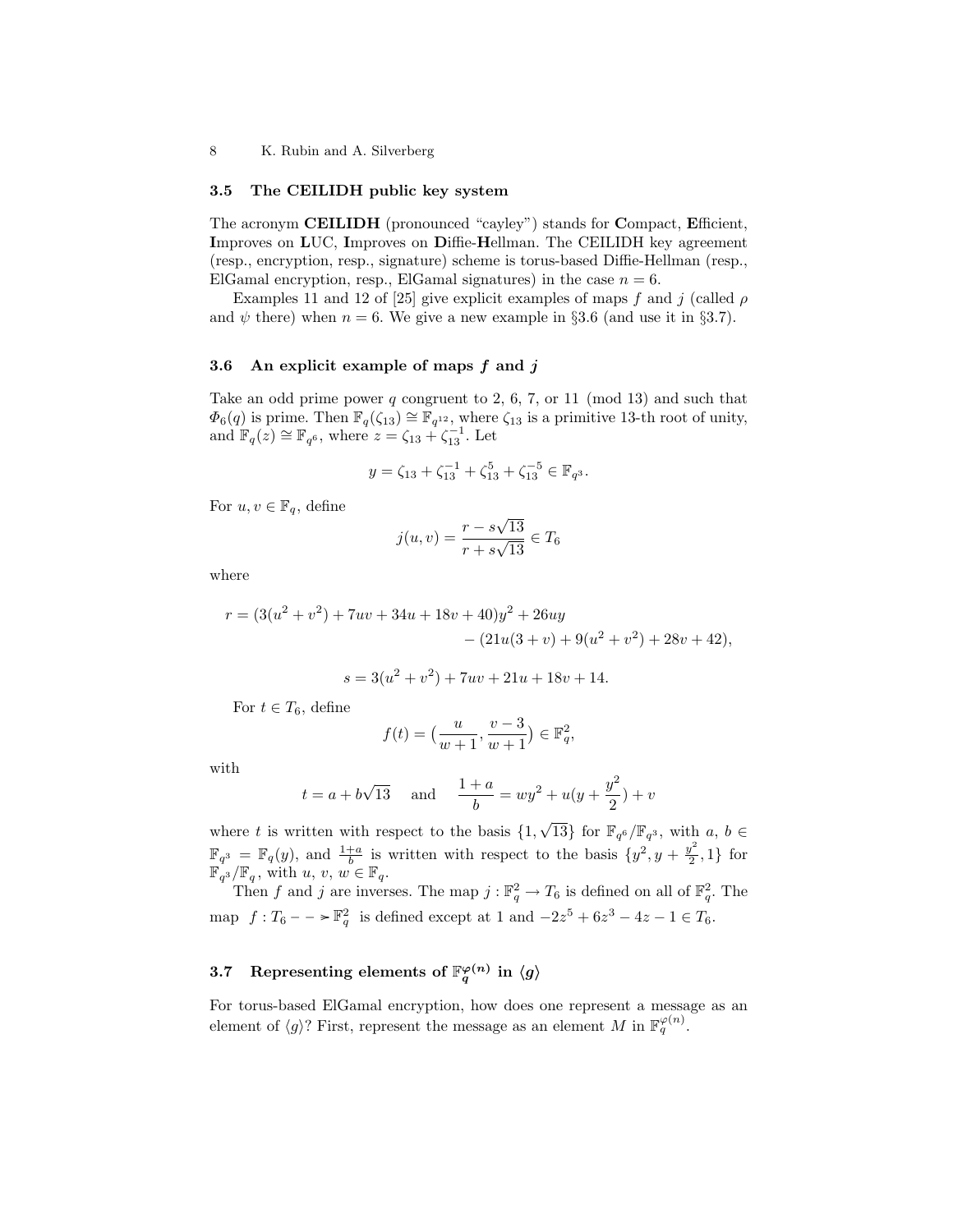### 3.5 The CEILIDH public key system

The acronym **CEILIDH** (pronounced "cayley") stands for **C**ompact, **E**fficient, **I**mproves on **L**UC, **I**mproves on **D**iffie-**H**ellman. The CEILIDH key agreement (resp., encryption, resp., signature) scheme is torus-based Diffie-Hellman (resp., ElGamal encryption, resp., ElGamal signatures) in the case $n = 6$.

Examples 11 and 12 of [25] give explicit examples of maps $f$ and $j$ (called $\rho$ and $\psi$ there) when $n = 6$. We give a new example in §3.6 (and use it in §3.7).

### 3.6 An explicit example of maps $f$ and $j$

Take an odd prime power $q$ congruent to 2, 6, 7, or 11 (mod 13) and such that $\Phi_6(q)$ is prime. Then $\mathbb{F}_q(\zeta_{13}) \cong \mathbb{F}_{q^{12}}$, where $\zeta_{13}$ is a primitive 13-th root of unity, and $\mathbb{F}_q(z) \cong \mathbb{F}_{q^6}$, where $z = \zeta_{13} + \zeta_{13}^{-1}$. Let

$$y = \zeta_{13} + \zeta_{13}^{-1} + \zeta_{13}^{5} + \zeta_{13}^{-5} \in \mathbb{F}_{q^3}.$$

For $u, v \in \mathbb{F}_q$, define

$$j(u, v) = \frac{r - s\sqrt{13}}{r + s\sqrt{13}} \in T_6$$

where

$$r = (3(u^2 + v^2) + 7uv + 34u + 18v + 40)y^2 + 26uy \\ - (21u(3 + v) + 9(u^2 + v^2) + 28v + 42),$$

$$s = 3(u^2 + v^2) + 7uv + 21u + 18v + 14.$$

For $t \in T_6$, define

$$f(t) = \left(\frac{u}{w+1}, \frac{v-3}{w+1}\right) \in \mathbb{F}_q^2,$$

with

$$t = a + b\sqrt{13} \quad \text{and} \quad \frac{1+a}{b} = wy^2 + u\left(y + \frac{y^2}{2}\right) + v$$

where $t$ is written with respect to the basis $\{1, \sqrt{13}\}$ for $\mathbb{F}_{q^6}/\mathbb{F}_{q^3}$, with $a, b \in \mathbb{F}_{q^3} = \mathbb{F}_q(y)$, and $\frac{1+a}{b}$ is written with respect to the basis $\{y^2, y + \frac{y^2}{2}, 1\}$ for $\mathbb{F}_{q^3}/\mathbb{F}_q$, with $u, v, w \in \mathbb{F}_q$.

Then $f$ and $j$ are inverses. The map $j : \mathbb{F}_q^2 \to T_6$ is defined on all of $\mathbb{F}_q^2$. The map $f : T_6 \dashrightarrow \mathbb{F}_q^2$ is defined except at 1 and $-2z^5 + 6z^3 - 4z - 1 \in T_6$.

### 3.7 Representing elements of $\mathbb{F}_q^{\varphi(n)}$ in $\langle g \rangle$

For torus-based ElGamal encryption, how does one represent a message as an element of $\langle g \rangle$? First, represent the message as an element $M$ in $\mathbb{F}_q^{\varphi(n)}$.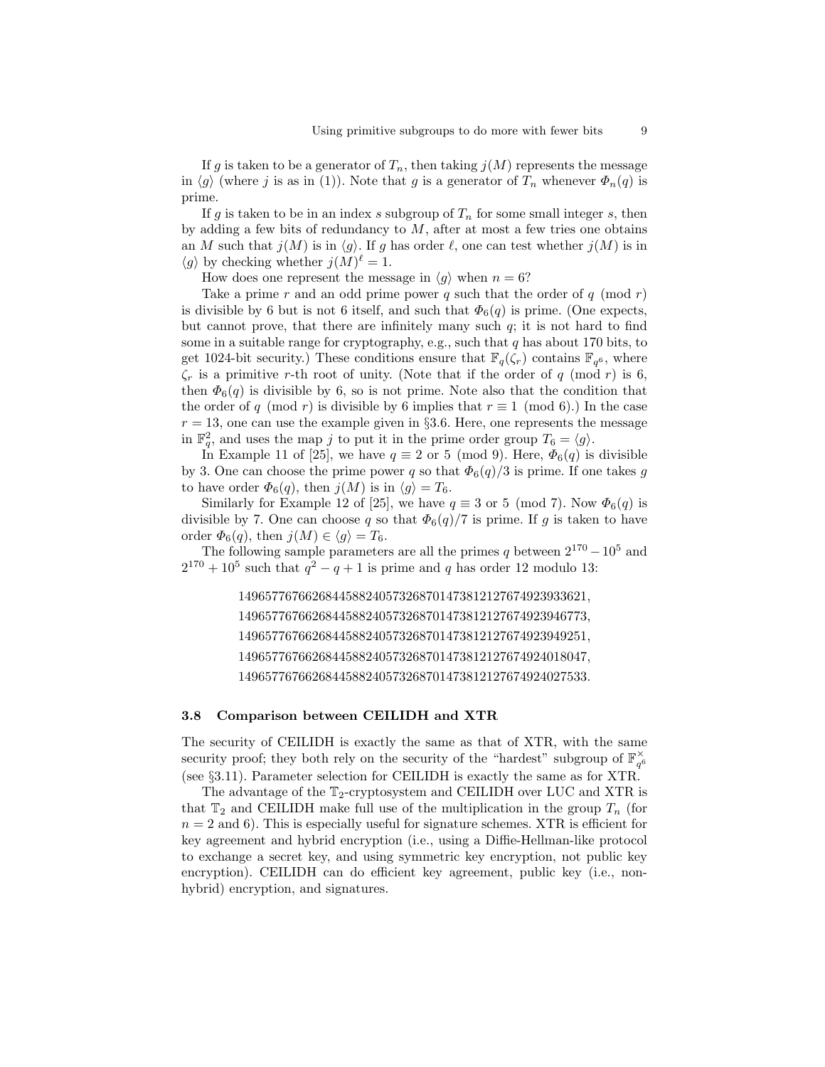If $g$ is taken to be a generator of $T_n$, then taking $j(M)$ represents the message in $\langle g \rangle$ (where $j$ is as in (1)). Note that $g$ is a generator of $T_n$ whenever $\Phi_n(q)$ is prime.

If $g$ is taken to be in an index $s$ subgroup of $T_n$ for some small integer $s$, then by adding a few bits of redundancy to $M$, after at most a few tries one obtains an $M$ such that $j(M)$ is in $\langle g \rangle$. If $g$ has order $\ell$, one can test whether $j(M)$ is in $\langle g \rangle$ by checking whether $j(M)^\ell = 1$.

How does one represent the message in $\langle g \rangle$ when $n = 6$?

Take a prime $r$ and an odd prime power $q$ such that the order of $q \pmod r$ is divisible by 6 but is not 6 itself, and such that $\Phi_6(q)$ is prime. (One expects, but cannot prove, that there are infinitely many such $q$; it is not hard to find some in a suitable range for cryptography, e.g., such that $q$ has about 170 bits, to get 1024-bit security.) These conditions ensure that $\mathbb{F}_q(\zeta_r)$ contains $\mathbb{F}_{q^6}$, where $\zeta_r$ is a primitive $r$-th root of unity. (Note that if the order of $q \pmod r$ is 6, then $\Phi_6(q)$ is divisible by 6, so is not prime. Note also that the condition that the order of $q \pmod r$ is divisible by 6 implies that $r \equiv 1 \pmod 6$.) In the case $r = 13$, one can use the example given in §3.6. Here, one represents the message in $\mathbb{F}_q^2$, and uses the map $j$ to put it in the prime order group $T_6 = \langle g \rangle$.

In Example 11 of [25], we have $q \equiv 2$ or $5 \pmod 9$. Here, $\Phi_6(q)$ is divisible by 3. One can choose the prime power $q$ so that $\Phi_6(q)/3$ is prime. If one takes $g$ to have order $\Phi_6(q)$, then $j(M)$ is in $\langle g \rangle = T_6$.

Similarly for Example 12 of [25], we have $q \equiv 3$ or $5 \pmod 7$. Now $\Phi_6(q)$ is divisible by 7. One can choose $q$ so that $\Phi_6(q)/7$ is prime. If $g$ is taken to have order $\Phi_6(q)$, then $j(M) \in \langle g \rangle = T_6$.

The following sample parameters are all the primes $q$ between $2^{170} - 10^5$ and $2^{170} + 10^5$ such that $q^2 - q + 1$ is prime and $q$ has order 12 modulo 13:

1496577676626844588240573268701473812127674923933621,
1496577676626844588240573268701473812127674923946773,
1496577676626844588240573268701473812127674923949251,
1496577676626844588240573268701473812127674924018047,
1496577676626844588240573268701473812127674924027533.

### 3.8 Comparison between CEILIDH and XTR

The security of CEILIDH is exactly the same as that of XTR, with the same security proof; they both rely on the security of the "hardest" subgroup of $\mathbb{F}_{q^6}^\times$ (see §3.11). Parameter selection for CEILIDH is exactly the same as for XTR.

The advantage of the $\mathbb{T}_2$-cryptosystem and CEILIDH over LUC and XTR is that $\mathbb{T}_2$ and CEILIDH make full use of the multiplication in the group $T_n$ (for $n = 2$ and 6). This is especially useful for signature schemes. XTR is efficient for key agreement and hybrid encryption (i.e., using a Diffie-Hellman-like protocol to exchange a secret key, and using symmetric key encryption, not public key encryption). CEILIDH can do efficient key agreement, public key (i.e., non-hybrid) encryption, and signatures.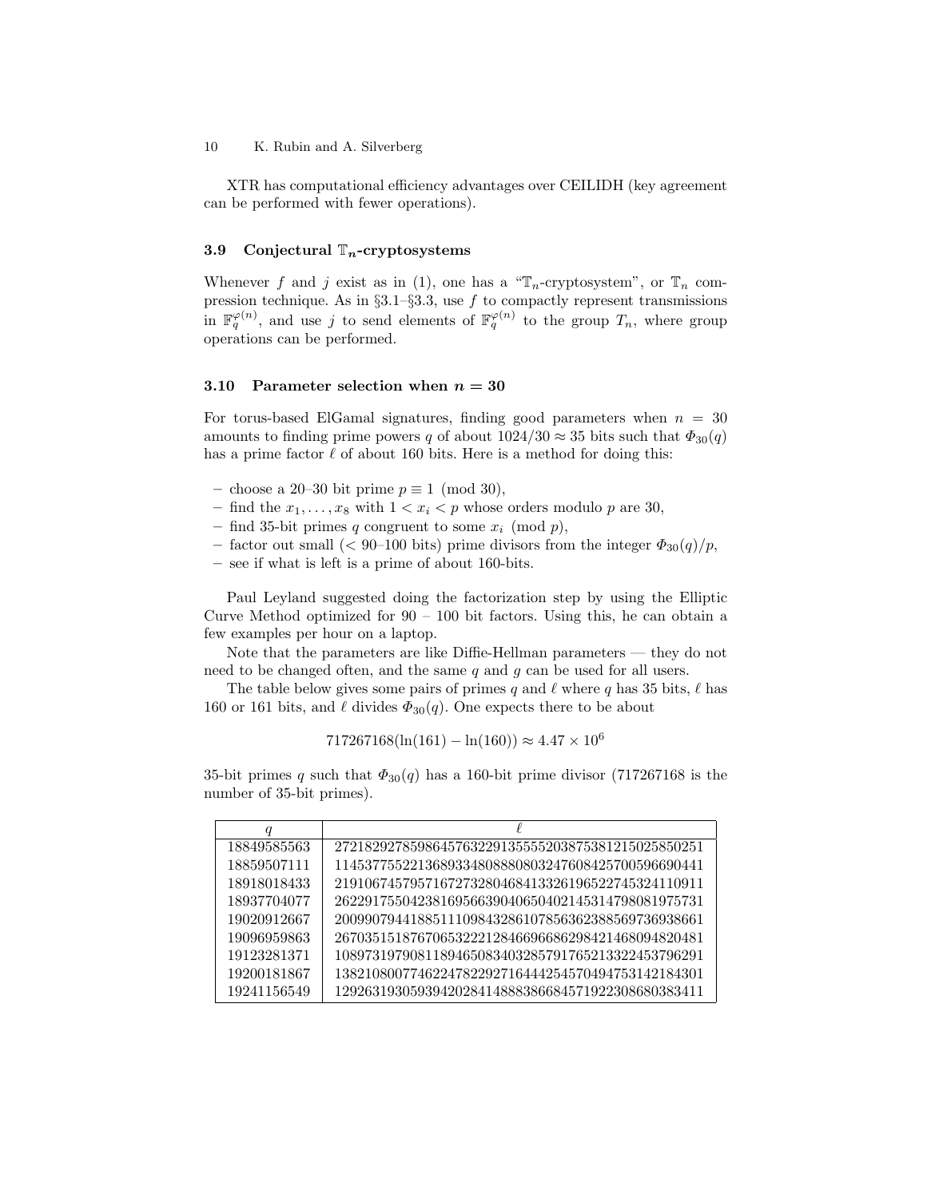XTR has computational efficiency advantages over CEILIDH (key agreement can be performed with fewer operations).

### 3.9 Conjectural $\mathbb{T}_n$-cryptosystems

Whenever $f$ and $j$ exist as in (1), one has a "$\mathbb{T}_n$-cryptosystem", or $\mathbb{T}_n$ compression technique. As in §3.1–§3.3, use $f$ to compactly represent transmissions in $\mathbb{F}_q^{\varphi(n)}$, and use $j$ to send elements of $\mathbb{F}_q^{\varphi(n)}$ to the group $T_n$, where group operations can be performed.

### 3.10 Parameter selection when $n = 30$

For torus-based ElGamal signatures, finding good parameters when $n = 30$ amounts to finding prime powers $q$ of about $1024/30 \approx 35$ bits such that $\Phi_{30}(q)$ has a prime factor $\ell$ of about 160 bits. Here is a method for doing this:

- choose a 20–30 bit prime $p \equiv 1 \pmod{30}$,
- find the $x_1, \ldots, x_8$ with $1 < x_i < p$ whose orders modulo $p$ are 30,
- find 35-bit primes $q$ congruent to some $x_i \pmod{p}$,
- factor out small ($<$ 90–100 bits) prime divisors from the integer $\Phi_{30}(q)/p$,
- see if what is left is a prime of about 160-bits.

Paul Leyland suggested doing the factorization step by using the Elliptic Curve Method optimized for 90 – 100 bit factors. Using this, he can obtain a few examples per hour on a laptop.

Note that the parameters are like Diffie-Hellman parameters — they do not need to be changed often, and the same $q$ and $g$ can be used for all users.

The table below gives some pairs of primes $q$ and $\ell$ where $q$ has 35 bits, $\ell$ has 160 or 161 bits, and $\ell$ divides $\Phi_{30}(q)$. One expects there to be about

$$717267168(\ln(161) - \ln(160)) \approx 4.47 \times 10^6$$

35-bit primes $q$ such that $\Phi_{30}(q)$ has a 160-bit prime divisor (717267168 is the number of 35-bit primes).

| $q$ | $\ell$ |
|---|---|
| 18849585563 | 2721829278598645763229135555203875381215025850251 |
| 18859507111 | 1145377552213689334808880803247608425700596690441 |
| 18918018433 | 2191067457957167273280468413326196522745324110911 |
| 18937704077 | 2622917550423816956639040650402145314798081975731 |
| 19020912667 | 2009907944188511109843286107856362388569736938661 |
| 19096959863 | 2670351518767065322212846696686298421468094820481 |
| 19123281371 | 1089731979081189465083403285791765213322453796291 |
| 19200181867 | 1382108007746224782292716444254570494753142184301 |
| 19241156549 | 1292631930593942028414888386684571922308680383411 |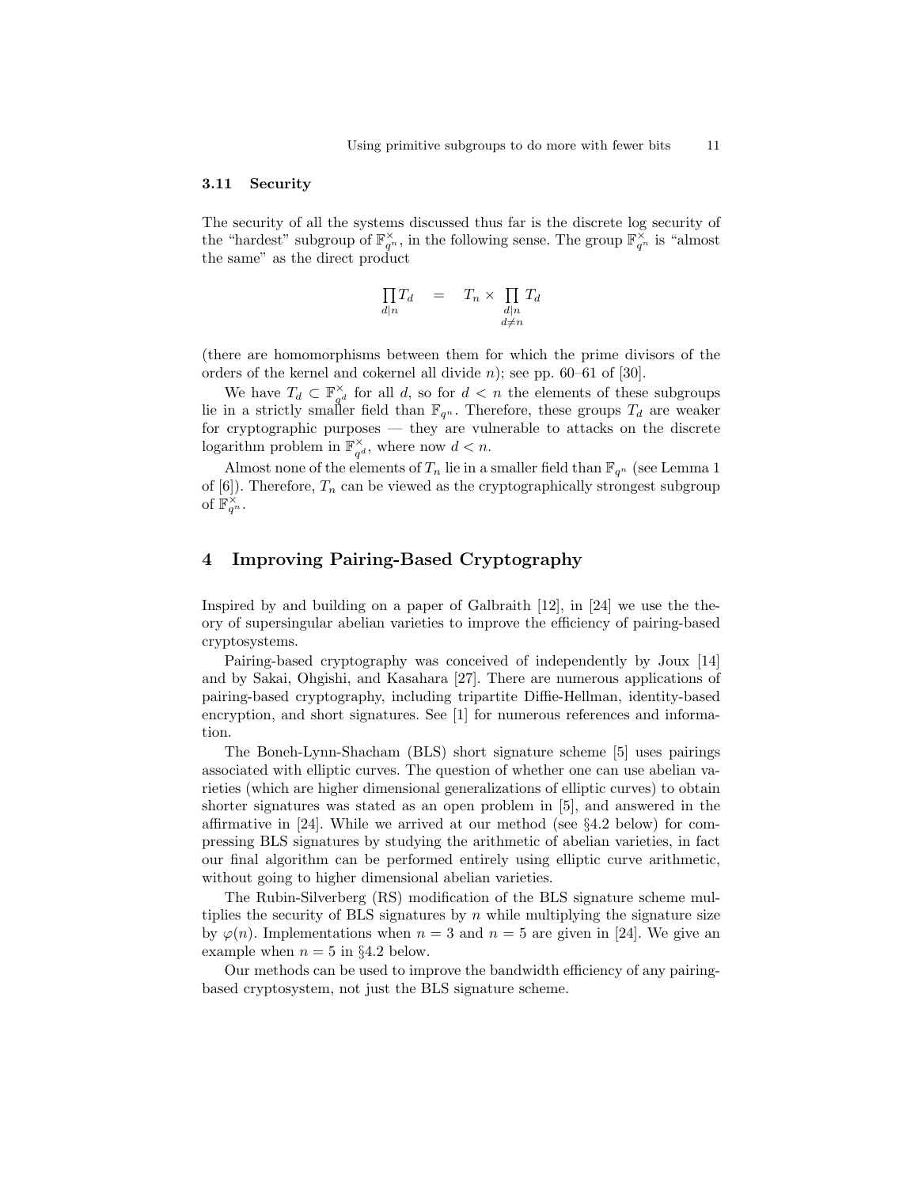### 3.11 Security

The security of all the systems discussed thus far is the discrete log security of the "hardest" subgroup of $\mathbb{F}_{q^n}^\times$, in the following sense. The group $\mathbb{F}_{q^n}^\times$ is "almost the same" as the direct product

$$\prod_{d|n} T_d \quad = \quad T_n \times \prod_{\substack{d|n \\ d \neq n}} T_d$$

(there are homomorphisms between them for which the prime divisors of the orders of the kernel and cokernel all divide $n$); see pp. 60–61 of [30].

We have $T_d \subset \mathbb{F}_{q^d}^\times$ for all $d$, so for $d < n$ the elements of these subgroups lie in a strictly smaller field than $\mathbb{F}_{q^n}$. Therefore, these groups $T_d$ are weaker for cryptographic purposes — they are vulnerable to attacks on the discrete logarithm problem in $\mathbb{F}_{q^d}^\times$, where now $d < n$.

Almost none of the elements of $T_n$ lie in a smaller field than $\mathbb{F}_{q^n}$ (see Lemma 1 of [6]). Therefore, $T_n$ can be viewed as the cryptographically strongest subgroup of $\mathbb{F}_{q^n}^\times$.

## 4 Improving Pairing-Based Cryptography

Inspired by and building on a paper of Galbraith [12], in [24] we use the theory of supersingular abelian varieties to improve the efficiency of pairing-based cryptosystems.

Pairing-based cryptography was conceived of independently by Joux [14] and by Sakai, Ohgishi, and Kasahara [27]. There are numerous applications of pairing-based cryptography, including tripartite Diffie-Hellman, identity-based encryption, and short signatures. See [1] for numerous references and information.

The Boneh-Lynn-Shacham (BLS) short signature scheme [5] uses pairings associated with elliptic curves. The question of whether one can use abelian varieties (which are higher dimensional generalizations of elliptic curves) to obtain shorter signatures was stated as an open problem in [5], and answered in the affirmative in [24]. While we arrived at our method (see §4.2 below) for compressing BLS signatures by studying the arithmetic of abelian varieties, in fact our final algorithm can be performed entirely using elliptic curve arithmetic, without going to higher dimensional abelian varieties.

The Rubin-Silverberg (RS) modification of the BLS signature scheme multiplies the security of BLS signatures by $n$ while multiplying the signature size by $\varphi(n)$. Implementations when $n = 3$ and $n = 5$ are given in [24]. We give an example when $n = 5$ in §4.2 below.

Our methods can be used to improve the bandwidth efficiency of any pairing-based cryptosystem, not just the BLS signature scheme.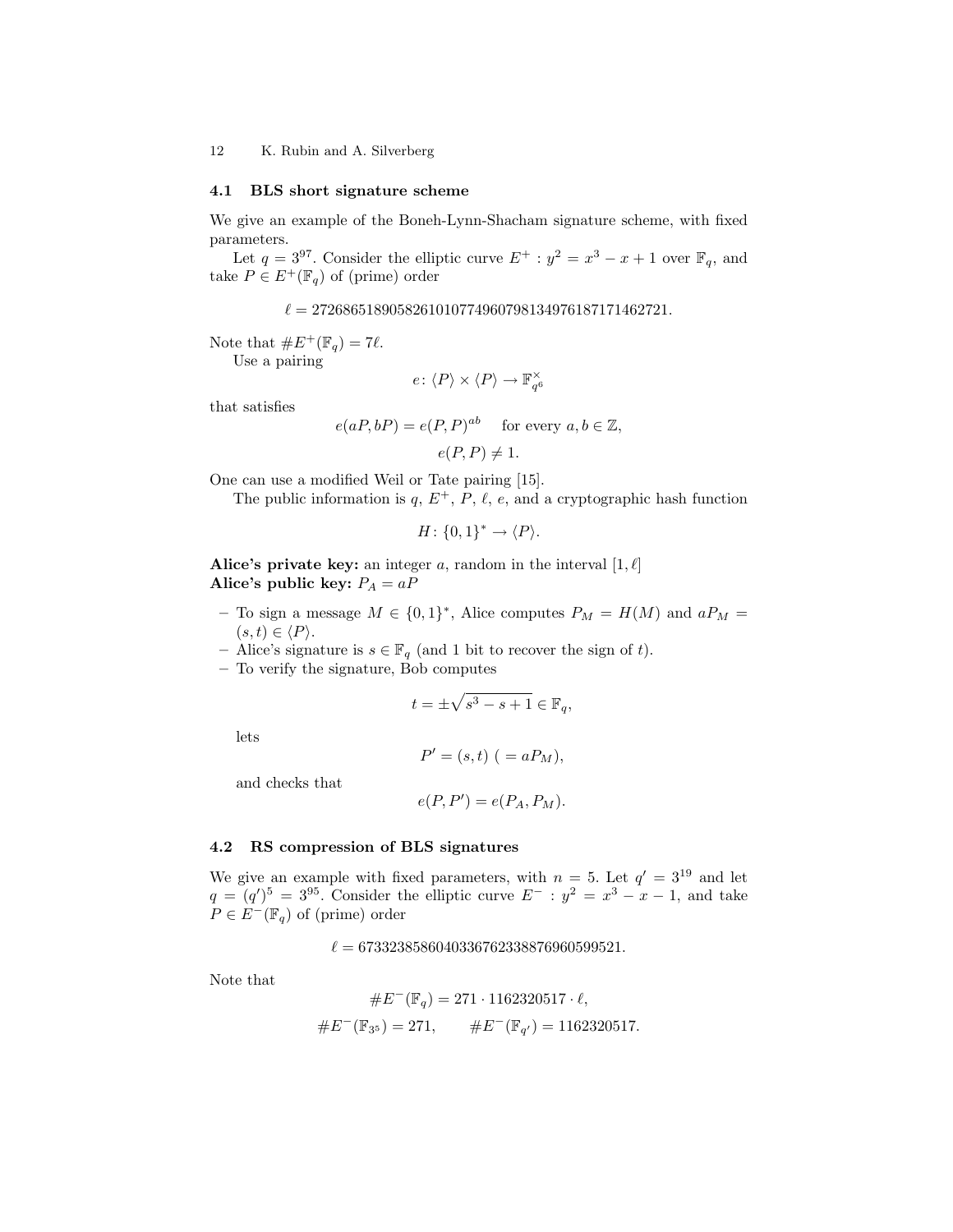### 4.1 BLS short signature scheme

We give an example of the Boneh-Lynn-Shacham signature scheme, with fixed parameters.

Let $q = 3^{97}$. Consider the elliptic curve $E^+ : y^2 = x^3 - x + 1$ over $\mathbb{F}_q$, and take $P \in E^+(\mathbb{F}_q)$ of (prime) order

$$\ell = 2726865189058261010774960798134976187171462721.$$

Note that $\#E^+(\mathbb{F}_q) = 7\ell$.

Use a pairing

$$e \colon \langle P \rangle \times \langle P \rangle \to \mathbb{F}_{q^6}^{\times}$$

that satisfies

$$e(aP, bP) = e(P, P)^{ab} \quad \text{for every } a, b \in \mathbb{Z},$$

$$e(P, P) \neq 1.$$

One can use a modified Weil or Tate pairing [15].

The public information is $q$, $E^+$, $P$, $\ell$, $e$, and a cryptographic hash function

$$H \colon \{0,1\}^* \to \langle P \rangle.$$

**Alice's private key:** an integer $a$, random in the interval $[1, \ell]$
**Alice's public key:** $P_A = aP$

- To sign a message $M \in \{0,1\}^*$, Alice computes $P_M = H(M)$ and $aP_M = (s, t) \in \langle P \rangle$.
- Alice's signature is $s \in \mathbb{F}_q$ (and 1 bit to recover the sign of $t$).
- To verify the signature, Bob computes

$$t = \pm\sqrt{s^3 - s + 1} \in \mathbb{F}_q,$$

lets

$$P' = (s, t) \ ( = aP_M),$$

and checks that

$$e(P, P') = e(P_A, P_M).$$

### 4.2 RS compression of BLS signatures

We give an example with fixed parameters, with $n = 5$. Let $q' = 3^{19}$ and let $q = (q')^5 = 3^{95}$. Consider the elliptic curve $E^- : y^2 = x^3 - x - 1$, and take $P \in E^-(\mathbb{F}_q)$ of (prime) order

$$\ell = 67332385860403367623388769605995 21.$$

Note that

$$\#E^-(\mathbb{F}_q) = 271 \cdot 1162320517 \cdot \ell,$$

$$\#E^-(\mathbb{F}_{3^5}) = 271, \qquad \#E^-(\mathbb{F}_{q'}) = 1162320517.$$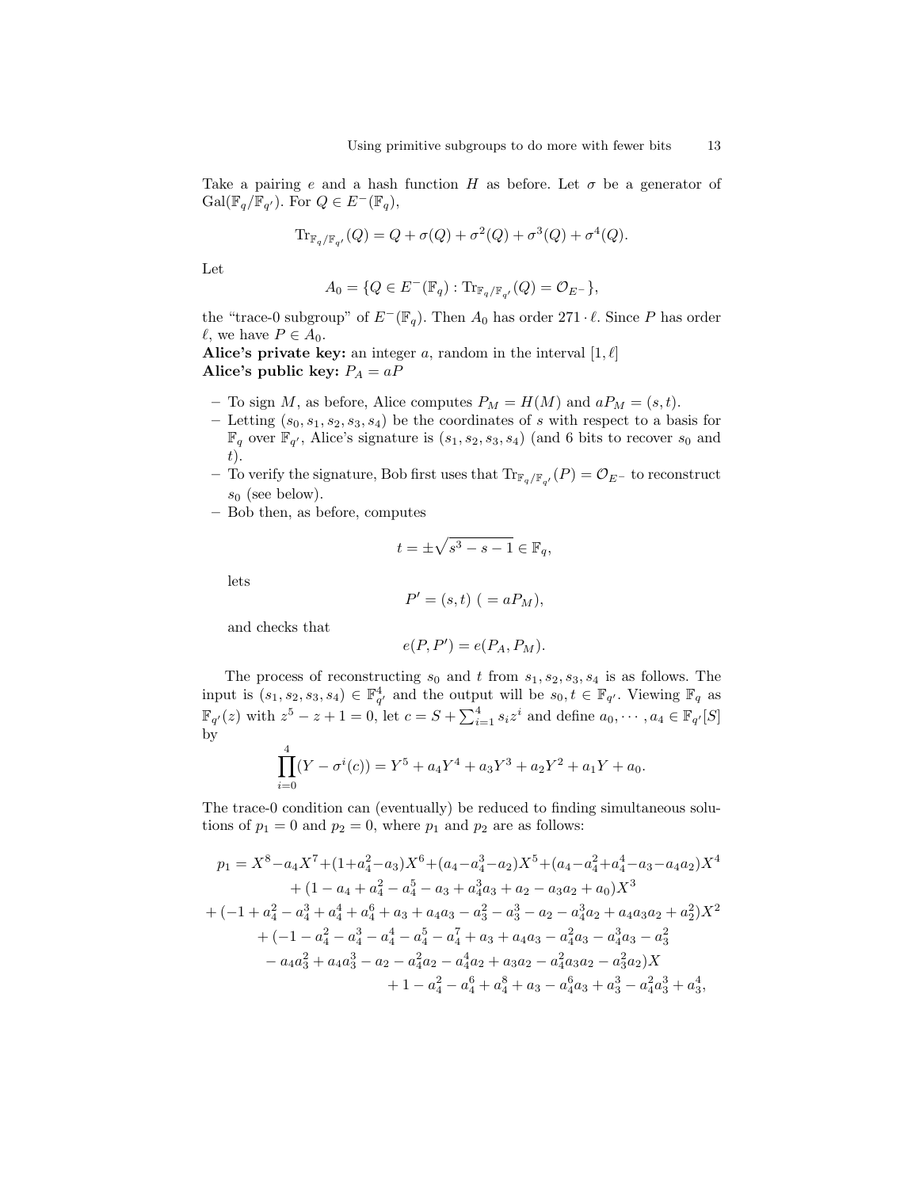Take a pairing $e$ and a hash function $H$ as before. Let $\sigma$ be a generator of $\mathrm{Gal}(\mathbb{F}_q/\mathbb{F}_{q'})$. For $Q \in E^-(\mathbb{F}_q)$,

$$\mathrm{Tr}_{\mathbb{F}_q/\mathbb{F}_{q'}}(Q) = Q + \sigma(Q) + \sigma^2(Q) + \sigma^3(Q) + \sigma^4(Q).$$

Let

$$A_0 = \{Q \in E^-(\mathbb{F}_q) : \mathrm{Tr}_{\mathbb{F}_q/\mathbb{F}_{q'}}(Q) = \mathcal{O}_{E^-}\},$$

the "trace-0 subgroup" of $E^-(\mathbb{F}_q)$. Then $A_0$ has order $271 \cdot \ell$. Since $P$ has order $\ell$, we have $P \in A_0$.

**Alice's private key:** an integer $a$, random in the interval $[1, \ell]$

**Alice's public key:** $P_A = aP$

- To sign $M$, as before, Alice computes $P_M = H(M)$ and $aP_M = (s, t)$.
- Letting $(s_0, s_1, s_2, s_3, s_4)$ be the coordinates of $s$ with respect to a basis for $\mathbb{F}_q$ over $\mathbb{F}_{q'}$, Alice's signature is $(s_1, s_2, s_3, s_4)$ (and 6 bits to recover $s_0$ and $t$).
- To verify the signature, Bob first uses that $\mathrm{Tr}_{\mathbb{F}_q/\mathbb{F}_{q'}}(P) = \mathcal{O}_{E^-}$ to reconstruct $s_0$ (see below).
- Bob then, as before, computes

$$t = \pm\sqrt{s^3 - s - 1} \in \mathbb{F}_q,$$

lets

$$P' = (s, t) \ ( = aP_M),$$

and checks that

$$e(P, P') = e(P_A, P_M).$$

The process of reconstructing $s_0$ and $t$ from $s_1, s_2, s_3, s_4$ is as follows. The input is $(s_1, s_2, s_3, s_4) \in \mathbb{F}_{q'}^4$ and the output will be $s_0, t \in \mathbb{F}_{q'}$. Viewing $\mathbb{F}_q$ as $\mathbb{F}_{q'}(z)$ with $z^5 - z + 1 = 0$, let $c = S + \sum_{i=1}^{4} s_i z^i$ and define $a_0, \cdots, a_4 \in \mathbb{F}_{q'}[S]$ by

$$\prod_{i=0}^{4}(Y - \sigma^i(c)) = Y^5 + a_4 Y^4 + a_3 Y^3 + a_2 Y^2 + a_1 Y + a_0.$$

The trace-0 condition can (eventually) be reduced to finding simultaneous solutions of $p_1 = 0$ and $p_2 = 0$, where $p_1$ and $p_2$ are as follows:

$$\begin{aligned}
p_1 = {} & X^8 - a_4 X^7 + (1 + a_4^2 - a_3)X^6 + (a_4 - a_4^3 - a_2)X^5 + (a_4 - a_4^2 + a_4^4 - a_3 - a_4 a_2)X^4 \\
& + (1 - a_4 + a_4^2 - a_4^5 - a_3 + a_4^3 a_3 + a_2 - a_3 a_2 + a_0)X^3 \\
& + (-1 + a_4^2 - a_4^3 + a_4^4 + a_4^6 + a_3 + a_4 a_3 - a_3^2 - a_3^3 - a_2 - a_4^3 a_2 + a_4 a_3 a_2 + a_2^2)X^2 \\
& + (-1 - a_4^2 - a_4^3 - a_4^4 - a_4^5 - a_4^7 + a_3 + a_4 a_3 - a_4^2 a_3 - a_4^3 a_3 - a_3^2 \\
& - a_4 a_3^2 + a_4 a_3^3 - a_2 - a_4^2 a_2 - a_4^4 a_2 + a_3 a_2 - a_4^2 a_3 a_2 - a_3^2 a_2)X \\
& + 1 - a_4^2 - a_4^6 + a_4^8 + a_3 - a_4^6 a_3 + a_3^3 - a_4^2 a_3^3 + a_3^4,
\end{aligned}$$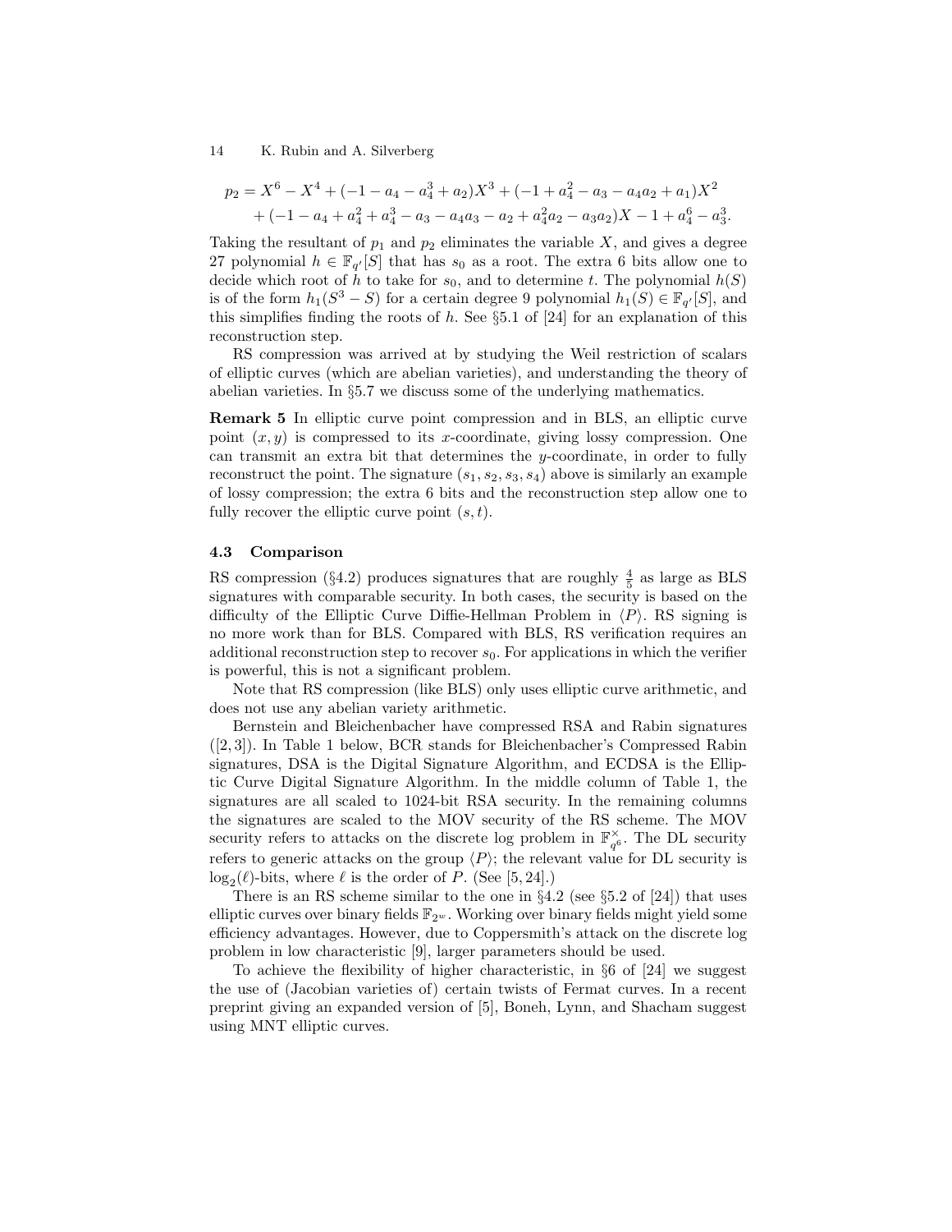$$p_2 = X^6 - X^4 + (-1 - a_4 - a_4^3 + a_2)X^3 + (-1 + a_4^2 - a_3 - a_4 a_2 + a_1)X^2$$
$$+ (-1 - a_4 + a_4^2 + a_4^3 - a_3 - a_4 a_3 - a_2 + a_4^2 a_2 - a_3 a_2)X - 1 + a_4^6 - a_3^3.$$

Taking the resultant of $p_1$ and $p_2$ eliminates the variable $X$, and gives a degree 27 polynomial $h \in \mathbb{F}_{q'}[S]$ that has $s_0$ as a root. The extra 6 bits allow one to decide which root of $h$ to take for $s_0$, and to determine $t$. The polynomial $h(S)$ is of the form $h_1(S^3 - S)$ for a certain degree 9 polynomial $h_1(S) \in \mathbb{F}_{q'}[S]$, and this simplifies finding the roots of $h$. See §5.1 of [24] for an explanation of this reconstruction step.

RS compression was arrived at by studying the Weil restriction of scalars of elliptic curves (which are abelian varieties), and understanding the theory of abelian varieties. In §5.7 we discuss some of the underlying mathematics.

**Remark 5** In elliptic curve point compression and in BLS, an elliptic curve point $(x, y)$ is compressed to its $x$-coordinate, giving lossy compression. One can transmit an extra bit that determines the $y$-coordinate, in order to fully reconstruct the point. The signature $(s_1, s_2, s_3, s_4)$ above is similarly an example of lossy compression; the extra 6 bits and the reconstruction step allow one to fully recover the elliptic curve point $(s, t)$.

### 4.3 Comparison

RS compression (§4.2) produces signatures that are roughly $\frac{4}{5}$ as large as BLS signatures with comparable security. In both cases, the security is based on the difficulty of the Elliptic Curve Diffie-Hellman Problem in $\langle P \rangle$. RS signing is no more work than for BLS. Compared with BLS, RS verification requires an additional reconstruction step to recover $s_0$. For applications in which the verifier is powerful, this is not a significant problem.

Note that RS compression (like BLS) only uses elliptic curve arithmetic, and does not use any abelian variety arithmetic.

Bernstein and Bleichenbacher have compressed RSA and Rabin signatures ([2, 3]). In Table 1 below, BCR stands for Bleichenbacher's Compressed Rabin signatures, DSA is the Digital Signature Algorithm, and ECDSA is the Elliptic Curve Digital Signature Algorithm. In the middle column of Table 1, the signatures are all scaled to 1024-bit RSA security. In the remaining columns the signatures are scaled to the MOV security of the RS scheme. The MOV security refers to attacks on the discrete log problem in $\mathbb{F}_{q^6}^\times$. The DL security refers to generic attacks on the group $\langle P \rangle$; the relevant value for DL security is $\log_2(\ell)$-bits, where $\ell$ is the order of $P$. (See [5, 24].)

There is an RS scheme similar to the one in §4.2 (see §5.2 of [24]) that uses elliptic curves over binary fields $\mathbb{F}_{2^w}$. Working over binary fields might yield some efficiency advantages. However, due to Coppersmith's attack on the discrete log problem in low characteristic [9], larger parameters should be used.

To achieve the flexibility of higher characteristic, in §6 of [24] we suggest the use of (Jacobian varieties of) certain twists of Fermat curves. In a recent preprint giving an expanded version of [5], Boneh, Lynn, and Shacham suggest using MNT elliptic curves.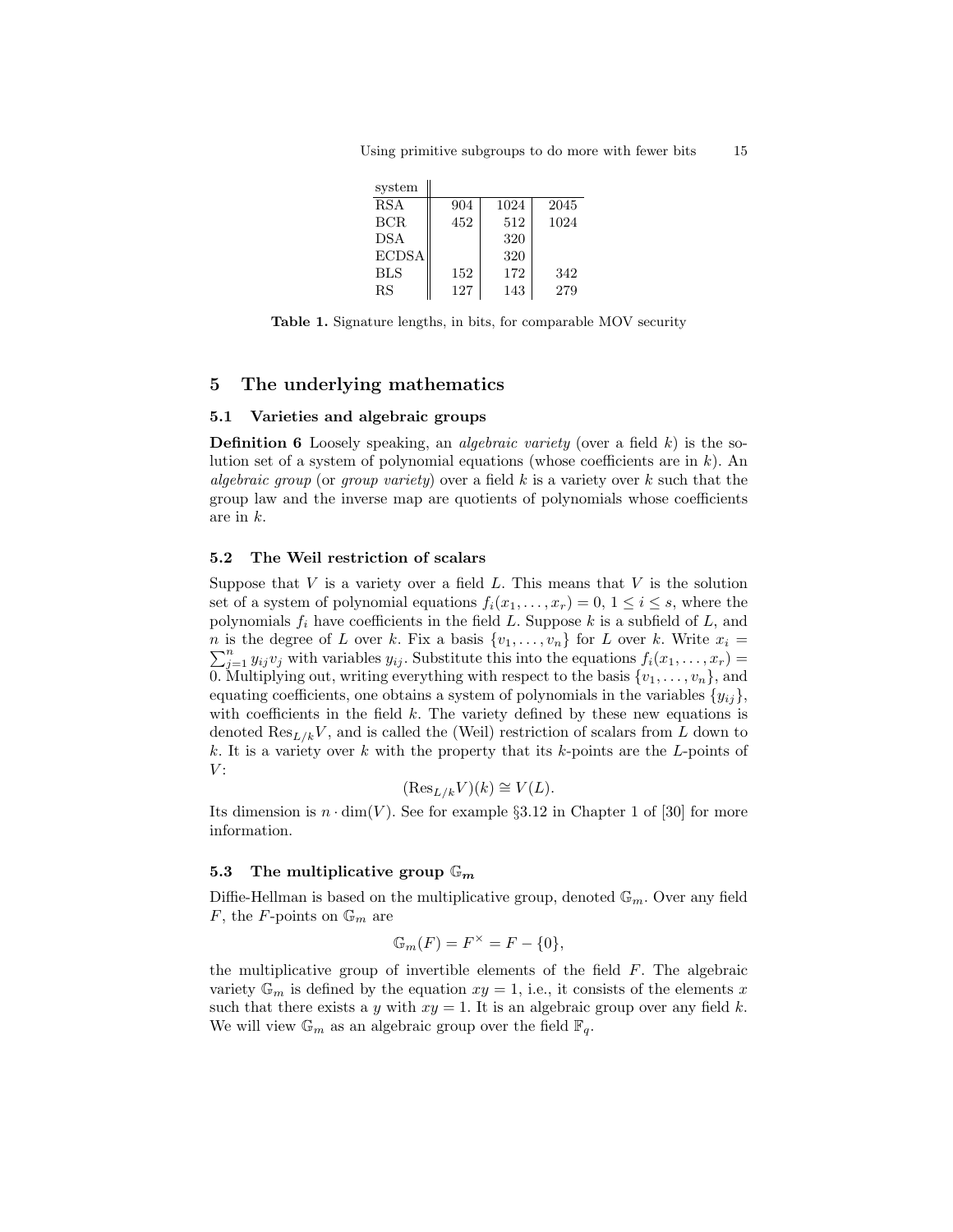| system | | | |
|---|---|---|---|
| RSA | 904 | 1024 | 2045 |
| BCR | 452 | 512 | 1024 |
| DSA | | 320 | |
| ECDSA | | 320 | |
| BLS | 152 | 172 | 342 |
| RS | 127 | 143 | 279 |

**Table 1.** Signature lengths, in bits, for comparable MOV security

## 5 The underlying mathematics

### 5.1 Varieties and algebraic groups

**Definition 6** Loosely speaking, an *algebraic variety* (over a field $k$) is the solution set of a system of polynomial equations (whose coefficients are in $k$). An *algebraic group* (or *group variety*) over a field $k$ is a variety over $k$ such that the group law and the inverse map are quotients of polynomials whose coefficients are in $k$.

### 5.2 The Weil restriction of scalars

Suppose that $V$ is a variety over a field $L$. This means that $V$ is the solution set of a system of polynomial equations $f_i(x_1, \ldots, x_r) = 0$, $1 \leq i \leq s$, where the polynomials $f_i$ have coefficients in the field $L$. Suppose $k$ is a subfield of $L$, and $n$ is the degree of $L$ over $k$. Fix a basis $\{v_1, \ldots, v_n\}$ for $L$ over $k$. Write $x_i = \sum_{j=1}^{n} y_{ij} v_j$ with variables $y_{ij}$. Substitute this into the equations $f_i(x_1, \ldots, x_r) = 0$. Multiplying out, writing everything with respect to the basis $\{v_1, \ldots, v_n\}$, and equating coefficients, one obtains a system of polynomials in the variables $\{y_{ij}\}$, with coefficients in the field $k$. The variety defined by these new equations is denoted $\mathrm{Res}_{L/k} V$, and is called the (Weil) restriction of scalars from $L$ down to $k$. It is a variety over $k$ with the property that its $k$-points are the $L$-points of $V$:

$$(\mathrm{Res}_{L/k} V)(k) \cong V(L).$$

Its dimension is $n \cdot \dim(V)$. See for example §3.12 in Chapter 1 of [30] for more information.

### 5.3 The multiplicative group $\mathbb{G}_m$

Diffie-Hellman is based on the multiplicative group, denoted $\mathbb{G}_m$. Over any field $F$, the $F$-points on $\mathbb{G}_m$ are

$$\mathbb{G}_m(F) = F^{\times} = F - \{0\},$$

the multiplicative group of invertible elements of the field $F$. The algebraic variety $\mathbb{G}_m$ is defined by the equation $xy = 1$, i.e., it consists of the elements $x$ such that there exists a $y$ with $xy = 1$. It is an algebraic group over any field $k$. We will view $\mathbb{G}_m$ as an algebraic group over the field $\mathbb{F}_q$.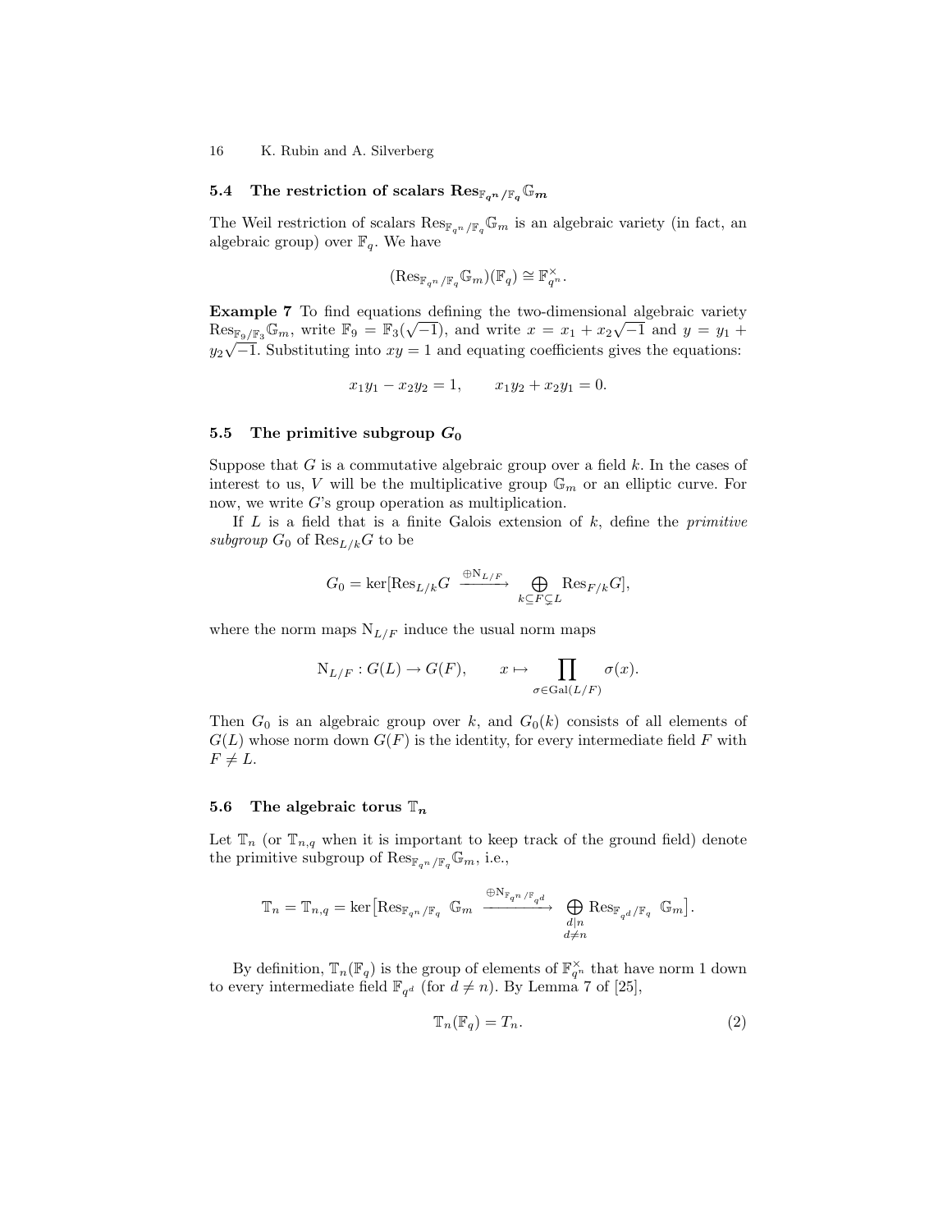### 5.4 The restriction of scalars $\mathrm{Res}_{\mathbb{F}_{q^n}/\mathbb{F}_q}\mathbb{G}_m$

The Weil restriction of scalars $\mathrm{Res}_{\mathbb{F}_{q^n}/\mathbb{F}_q}\mathbb{G}_m$ is an algebraic variety (in fact, an algebraic group) over $\mathbb{F}_q$. We have

$$(\mathrm{Res}_{\mathbb{F}_{q^n}/\mathbb{F}_q}\mathbb{G}_m)(\mathbb{F}_q) \cong \mathbb{F}_{q^n}^{\times}.$$

**Example 7** To find equations defining the two-dimensional algebraic variety $\mathrm{Res}_{\mathbb{F}_9/\mathbb{F}_3}\mathbb{G}_m$, write $\mathbb{F}_9 = \mathbb{F}_3(\sqrt{-1})$, and write $x = x_1 + x_2\sqrt{-1}$ and $y = y_1 + y_2\sqrt{-1}$. Substituting into $xy = 1$ and equating coefficients gives the equations:

$$x_1y_1 - x_2y_2 = 1, \qquad x_1y_2 + x_2y_1 = 0.$$

### 5.5 The primitive subgroup $G_0$

Suppose that $G$ is a commutative algebraic group over a field $k$. In the cases of interest to us, $V$ will be the multiplicative group $\mathbb{G}_m$ or an elliptic curve. For now, we write $G$'s group operation as multiplication.

If $L$ is a field that is a finite Galois extension of $k$, define the *primitive subgroup* $G_0$ of $\mathrm{Res}_{L/k}G$ to be

$$G_0 = \ker[\mathrm{Res}_{L/k}G \xrightarrow{\oplus \mathrm{N}_{L/F}} \bigoplus_{k \subseteq F \subsetneq L} \mathrm{Res}_{F/k}G],$$

where the norm maps $\mathrm{N}_{L/F}$ induce the usual norm maps

$$\mathrm{N}_{L/F} : G(L) \to G(F), \qquad x \mapsto \prod_{\sigma \in \mathrm{Gal}(L/F)} \sigma(x).$$

Then $G_0$ is an algebraic group over $k$, and $G_0(k)$ consists of all elements of $G(L)$ whose norm down $G(F)$ is the identity, for every intermediate field $F$ with $F \neq L$.

### 5.6 The algebraic torus $\mathbb{T}_n$

Let $\mathbb{T}_n$ (or $\mathbb{T}_{n,q}$ when it is important to keep track of the ground field) denote the primitive subgroup of $\mathrm{Res}_{\mathbb{F}_{q^n}/\mathbb{F}_q}\mathbb{G}_m$, i.e.,

$$\mathbb{T}_n = \mathbb{T}_{n,q} = \ker\big[\mathrm{Res}_{\mathbb{F}_{q^n}/\mathbb{F}_q}\ \mathbb{G}_m \xrightarrow{\oplus \mathrm{N}_{\mathbb{F}_{q^n}/\mathbb{F}_{q^d}}} \bigoplus_{\substack{d \mid n \\ d \neq n}} \mathrm{Res}_{\mathbb{F}_{q^d}/\mathbb{F}_q}\ \mathbb{G}_m\big].$$

By definition, $\mathbb{T}_n(\mathbb{F}_q)$ is the group of elements of $\mathbb{F}_{q^n}^{\times}$ that have norm 1 down to every intermediate field $\mathbb{F}_{q^d}$ (for $d \neq n$). By Lemma 7 of [25],

$$\mathbb{T}_n(\mathbb{F}_q) = T_n. \tag{2}$$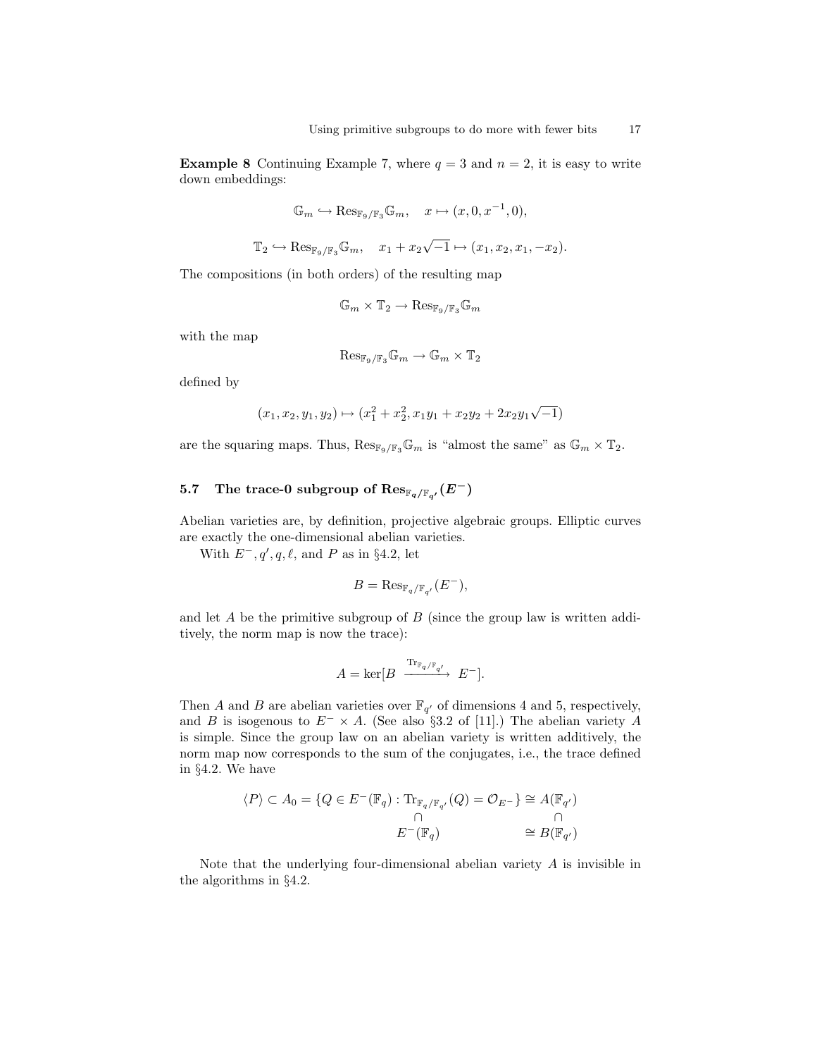**Example 8** Continuing Example 7, where $q = 3$ and $n = 2$, it is easy to write down embeddings:

$$\mathbb{G}_m \hookrightarrow \mathrm{Res}_{\mathbb{F}_9/\mathbb{F}_3}\mathbb{G}_m, \quad x \mapsto (x, 0, x^{-1}, 0),$$

$$\mathbb{T}_2 \hookrightarrow \mathrm{Res}_{\mathbb{F}_9/\mathbb{F}_3}\mathbb{G}_m, \quad x_1 + x_2\sqrt{-1} \mapsto (x_1, x_2, x_1, -x_2).$$

The compositions (in both orders) of the resulting map

$$\mathbb{G}_m \times \mathbb{T}_2 \to \mathrm{Res}_{\mathbb{F}_9/\mathbb{F}_3}\mathbb{G}_m$$

with the map

$$\mathrm{Res}_{\mathbb{F}_9/\mathbb{F}_3}\mathbb{G}_m \to \mathbb{G}_m \times \mathbb{T}_2$$

defined by

$$(x_1, x_2, y_1, y_2) \mapsto (x_1^2 + x_2^2, x_1y_1 + x_2y_2 + 2x_2y_1\sqrt{-1})$$

are the squaring maps. Thus, $\mathrm{Res}_{\mathbb{F}_9/\mathbb{F}_3}\mathbb{G}_m$ is "almost the same" as $\mathbb{G}_m \times \mathbb{T}_2$.

### 5.7 The trace-0 subgroup of $\mathrm{Res}_{\mathbb{F}_q/\mathbb{F}_{q'}}(E^-)$

Abelian varieties are, by definition, projective algebraic groups. Elliptic curves are exactly the one-dimensional abelian varieties.

With $E^-, q', q, \ell$, and $P$ as in §4.2, let

$$B = \mathrm{Res}_{\mathbb{F}_q/\mathbb{F}_{q'}}(E^-),$$

and let $A$ be the primitive subgroup of $B$ (since the group law is written additively, the norm map is now the trace):

$$A = \ker[B \xrightarrow{\mathrm{Tr}_{\mathbb{F}_q/\mathbb{F}_{q'}}} E^-].$$

Then $A$ and $B$ are abelian varieties over $\mathbb{F}_{q'}$ of dimensions 4 and 5, respectively, and $B$ is isogenous to $E^- \times A$. (See also §3.2 of [11].) The abelian variety $A$ is simple. Since the group law on an abelian variety is written additively, the norm map now corresponds to the sum of the conjugates, i.e., the trace defined in §4.2. We have

$$\begin{array}{ccc} \langle P \rangle \subset A_0 = \{Q \in E^-(\mathbb{F}_q) : \mathrm{Tr}_{\mathbb{F}_q/\mathbb{F}_{q'}}(Q) = \mathcal{O}_{E^-}\} & \cong & A(\mathbb{F}_{q'}) \\ \cap & & \cap \\ E^-(\mathbb{F}_q) & \cong & B(\mathbb{F}_{q'}) \end{array}$$

Note that the underlying four-dimensional abelian variety $A$ is invisible in the algorithms in §4.2.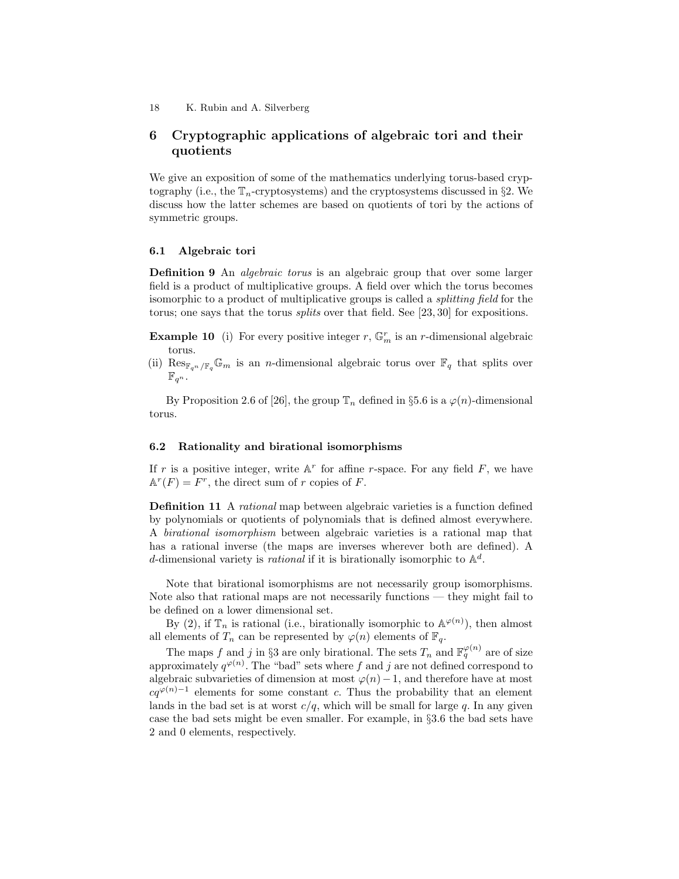## 6 Cryptographic applications of algebraic tori and their quotients

We give an exposition of some of the mathematics underlying torus-based cryptography (i.e., the $\mathbb{T}_n$-cryptosystems) and the cryptosystems discussed in §2. We discuss how the latter schemes are based on quotients of tori by the actions of symmetric groups.

### 6.1 Algebraic tori

**Definition 9** An *algebraic torus* is an algebraic group that over some larger field is a product of multiplicative groups. A field over which the torus becomes isomorphic to a product of multiplicative groups is called a *splitting field* for the torus; one says that the torus *splits* over that field. See [23, 30] for expositions.

**Example 10** (i) For every positive integer $r$, $\mathbb{G}_m^r$ is an $r$-dimensional algebraic torus.

(ii) $\mathrm{Res}_{\mathbb{F}_{q^n}/\mathbb{F}_q}\mathbb{G}_m$ is an $n$-dimensional algebraic torus over $\mathbb{F}_q$ that splits over $\mathbb{F}_{q^n}$.

By Proposition 2.6 of [26], the group $\mathbb{T}_n$ defined in §5.6 is a $\varphi(n)$-dimensional torus.

### 6.2 Rationality and birational isomorphisms

If $r$ is a positive integer, write $\mathbb{A}^r$ for affine $r$-space. For any field $F$, we have $\mathbb{A}^r(F) = F^r$, the direct sum of $r$ copies of $F$.

**Definition 11** A *rational* map between algebraic varieties is a function defined by polynomials or quotients of polynomials that is defined almost everywhere. A *birational isomorphism* between algebraic varieties is a rational map that has a rational inverse (the maps are inverses wherever both are defined). A $d$-dimensional variety is *rational* if it is birationally isomorphic to $\mathbb{A}^d$.

Note that birational isomorphisms are not necessarily group isomorphisms. Note also that rational maps are not necessarily functions — they might fail to be defined on a lower dimensional set.

By (2), if $\mathbb{T}_n$ is rational (i.e., birationally isomorphic to $\mathbb{A}^{\varphi(n)}$), then almost all elements of $T_n$ can be represented by $\varphi(n)$ elements of $\mathbb{F}_q$.

The maps $f$ and $j$ in §3 are only birational. The sets $T_n$ and $\mathbb{F}_q^{\varphi(n)}$ are of size approximately $q^{\varphi(n)}$. The "bad" sets where $f$ and $j$ are not defined correspond to algebraic subvarieties of dimension at most $\varphi(n)-1$, and therefore have at most $cq^{\varphi(n)-1}$ elements for some constant $c$. Thus the probability that an element lands in the bad set is at worst $c/q$, which will be small for large $q$. In any given case the bad sets might be even smaller. For example, in §3.6 the bad sets have 2 and 0 elements, respectively.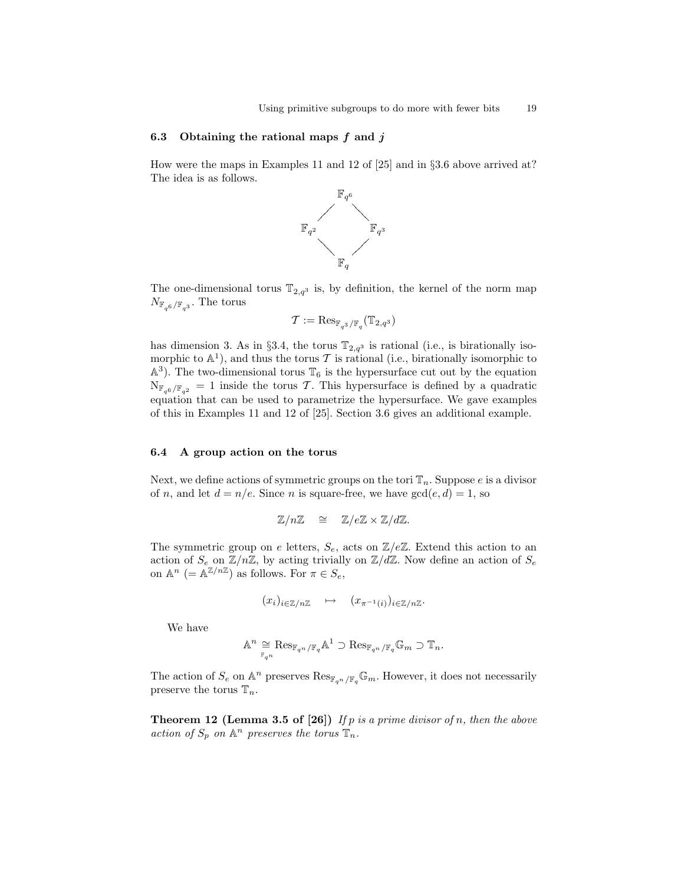### 6.3 Obtaining the rational maps $f$ and $j$

How were the maps in Examples 11 and 12 of [25] and in §3.6 above arrived at? The idea is as follows.

$$
\begin{array}{ccc}
 & \mathbb{F}_{q^6} & \\
\diagup & & \diagdown \\
\mathbb{F}_{q^2} & & \mathbb{F}_{q^3} \\
\diagdown & & \diagup \\
 & \mathbb{F}_q &
\end{array}
$$

The one-dimensional torus $\mathbb{T}_{2,q^3}$ is, by definition, the kernel of the norm map $N_{\mathbb{F}_{q^6}/\mathbb{F}_{q^3}}$. The torus

$$\mathcal{T} := \mathrm{Res}_{\mathbb{F}_{q^3}/\mathbb{F}_q}(\mathbb{T}_{2,q^3})$$

has dimension 3. As in §3.4, the torus $\mathbb{T}_{2,q^3}$ is rational (i.e., is birationally isomorphic to $\mathbb{A}^1$), and thus the torus $\mathcal{T}$ is rational (i.e., birationally isomorphic to $\mathbb{A}^3$). The two-dimensional torus $\mathbb{T}_6$ is the hypersurface cut out by the equation $\mathrm{N}_{\mathbb{F}_{q^6}/\mathbb{F}_{q^2}} = 1$ inside the torus $\mathcal{T}$. This hypersurface is defined by a quadratic equation that can be used to parametrize the hypersurface. We gave examples of this in Examples 11 and 12 of [25]. Section 3.6 gives an additional example.

### 6.4 A group action on the torus

Next, we define actions of symmetric groups on the tori $\mathbb{T}_n$. Suppose $e$ is a divisor of $n$, and let $d = n/e$. Since $n$ is square-free, we have $\gcd(e, d) = 1$, so

$$\mathbb{Z}/n\mathbb{Z} \quad \cong \quad \mathbb{Z}/e\mathbb{Z} \times \mathbb{Z}/d\mathbb{Z}.$$

The symmetric group on $e$ letters, $S_e$, acts on $\mathbb{Z}/e\mathbb{Z}$. Extend this action to an action of $S_e$ on $\mathbb{Z}/n\mathbb{Z}$, by acting trivially on $\mathbb{Z}/d\mathbb{Z}$. Now define an action of $S_e$ on $\mathbb{A}^n$ ($= \mathbb{A}^{\mathbb{Z}/n\mathbb{Z}}$) as follows. For $\pi \in S_e$,

$$(x_i)_{i \in \mathbb{Z}/n\mathbb{Z}} \quad \mapsto \quad (x_{\pi^{-1}(i)})_{i \in \mathbb{Z}/n\mathbb{Z}}.$$

We have

$$\mathbb{A}^n \underset{\mathbb{F}_{q^n}}{\cong} \mathrm{Res}_{\mathbb{F}_{q^n}/\mathbb{F}_q}\mathbb{A}^1 \supset \mathrm{Res}_{\mathbb{F}_{q^n}/\mathbb{F}_q}\mathbb{G}_m \supset \mathbb{T}_n.$$

The action of $S_e$ on $\mathbb{A}^n$ preserves $\mathrm{Res}_{\mathbb{F}_{q^n}/\mathbb{F}_q}\mathbb{G}_m$. However, it does not necessarily preserve the torus $\mathbb{T}_n$.

**Theorem 12 (Lemma 3.5 of [26])** *If $p$ is a prime divisor of $n$, then the above action of $S_p$ on $\mathbb{A}^n$ preserves the torus $\mathbb{T}_n$.*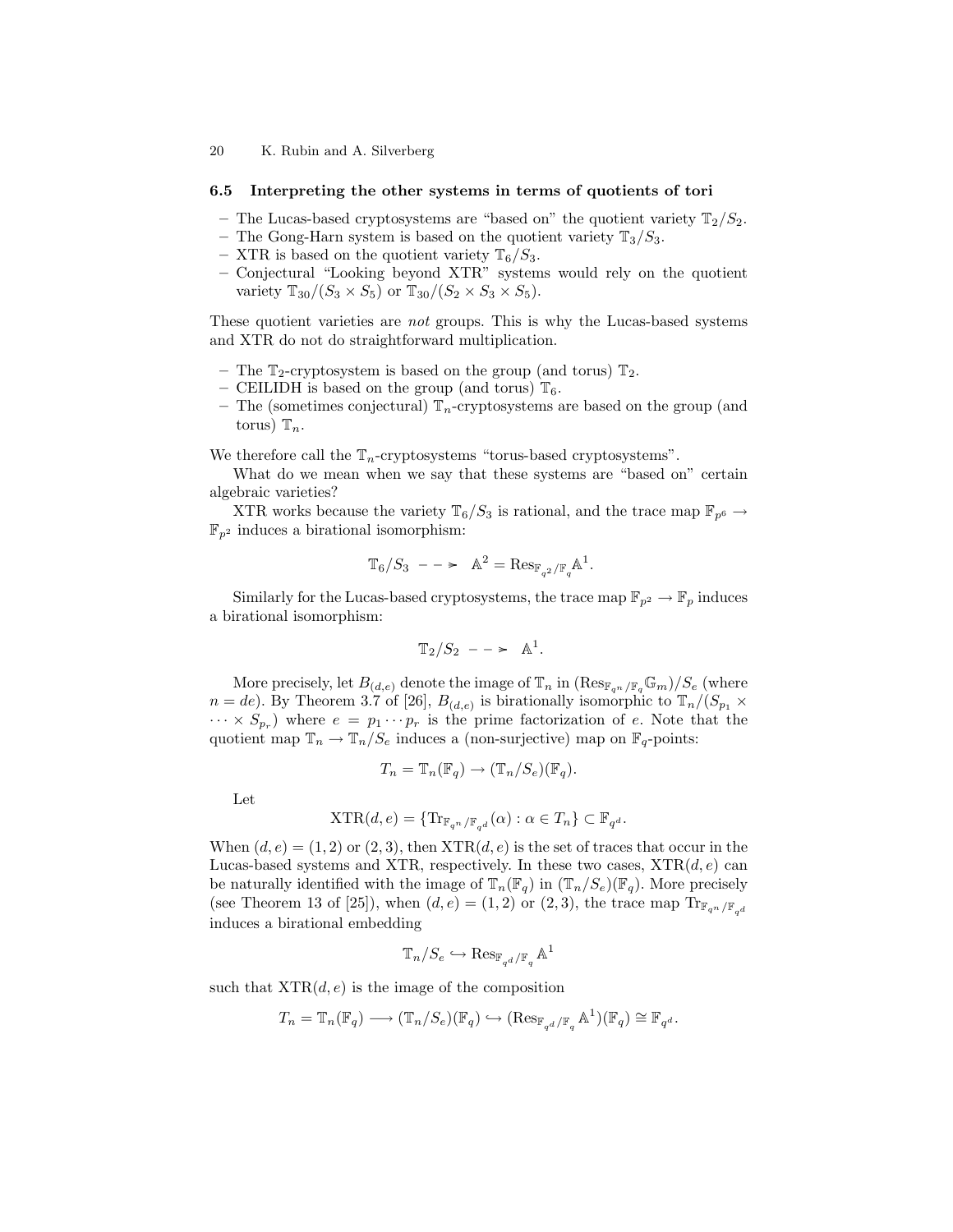### 6.5 Interpreting the other systems in terms of quotients of tori

- The Lucas-based cryptosystems are "based on" the quotient variety $\mathbb{T}_2/S_2$.
- The Gong-Harn system is based on the quotient variety $\mathbb{T}_3/S_3$.
- XTR is based on the quotient variety $\mathbb{T}_6/S_3$.
- Conjectural "Looking beyond XTR" systems would rely on the quotient variety $\mathbb{T}_{30}/(S_3 \times S_5)$ or $\mathbb{T}_{30}/(S_2 \times S_3 \times S_5)$.

These quotient varieties are *not* groups. This is why the Lucas-based systems and XTR do not do straightforward multiplication.

- The $\mathbb{T}_2$-cryptosystem is based on the group (and torus) $\mathbb{T}_2$.
- CEILIDH is based on the group (and torus) $\mathbb{T}_6$.
- The (sometimes conjectural) $\mathbb{T}_n$-cryptosystems are based on the group (and torus) $\mathbb{T}_n$.

We therefore call the $\mathbb{T}_n$-cryptosystems "torus-based cryptosystems".

What do we mean when we say that these systems are "based on" certain algebraic varieties?

XTR works because the variety $\mathbb{T}_6/S_3$ is rational, and the trace map $\mathbb{F}_{p^6} \to \mathbb{F}_{p^2}$ induces a birational isomorphism:

$$\mathbb{T}_6/S_3 \dashrightarrow \mathbb{A}^2 = \mathrm{Res}_{\mathbb{F}_{q^2}/\mathbb{F}_q}\mathbb{A}^1.$$

Similarly for the Lucas-based cryptosystems, the trace map $\mathbb{F}_{p^2} \to \mathbb{F}_p$ induces a birational isomorphism:

$$\mathbb{T}_2/S_2 \dashrightarrow \mathbb{A}^1.$$

More precisely, let $B_{(d,e)}$ denote the image of $\mathbb{T}_n$ in $(\mathrm{Res}_{\mathbb{F}_{q^n}/\mathbb{F}_q}\mathbb{G}_m)/S_e$ (where $n = de$). By Theorem 3.7 of [26], $B_{(d,e)}$ is birationally isomorphic to $\mathbb{T}_n/(S_{p_1} \times \cdots \times S_{p_r})$ where $e = p_1 \cdots p_r$ is the prime factorization of $e$. Note that the quotient map $\mathbb{T}_n \to \mathbb{T}_n/S_e$ induces a (non-surjective) map on $\mathbb{F}_q$-points:

$$T_n = \mathbb{T}_n(\mathbb{F}_q) \to (\mathbb{T}_n/S_e)(\mathbb{F}_q).$$

Let

$$\mathrm{XTR}(d,e) = \{\mathrm{Tr}_{\mathbb{F}_{q^n}/\mathbb{F}_{q^d}}(\alpha) : \alpha \in T_n\} \subset \mathbb{F}_{q^d}.$$

When $(d,e) = (1,2)$ or $(2,3)$, then $\mathrm{XTR}(d,e)$ is the set of traces that occur in the Lucas-based systems and XTR, respectively. In these two cases, $\mathrm{XTR}(d,e)$ can be naturally identified with the image of $\mathbb{T}_n(\mathbb{F}_q)$ in $(\mathbb{T}_n/S_e)(\mathbb{F}_q)$. More precisely (see Theorem 13 of [25]), when $(d,e) = (1,2)$ or $(2,3)$, the trace map $\mathrm{Tr}_{\mathbb{F}_{q^n}/\mathbb{F}_{q^d}}$ induces a birational embedding

$$\mathbb{T}_n/S_e \hookrightarrow \mathrm{Res}_{\mathbb{F}_{q^d}/\mathbb{F}_q}\mathbb{A}^1$$

such that $\mathrm{XTR}(d,e)$ is the image of the composition

$$T_n = \mathbb{T}_n(\mathbb{F}_q) \longrightarrow (\mathbb{T}_n/S_e)(\mathbb{F}_q) \hookrightarrow (\mathrm{Res}_{\mathbb{F}_{q^d}/\mathbb{F}_q}\mathbb{A}^1)(\mathbb{F}_q) \cong \mathbb{F}_{q^d}.$$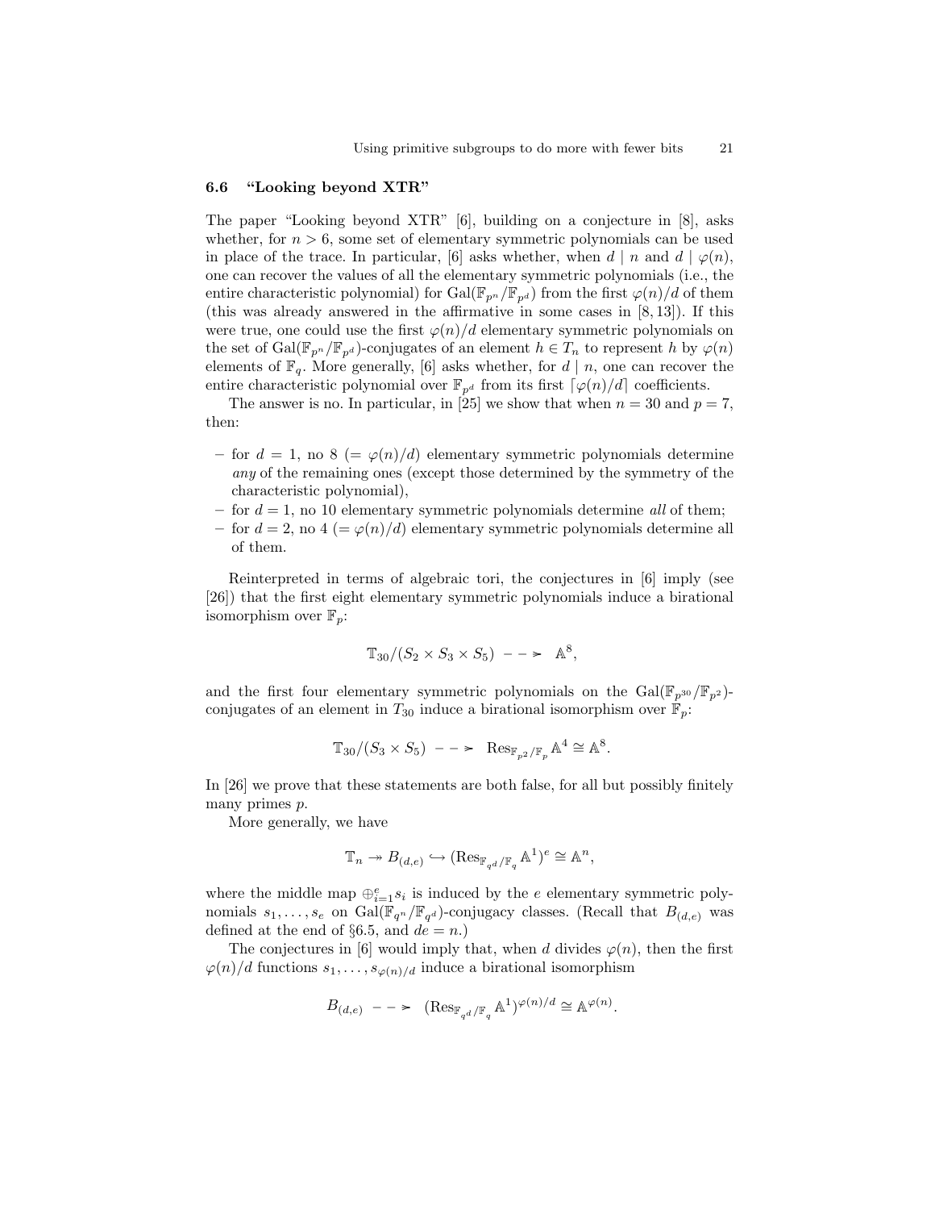### 6.6 "Looking beyond XTR"

The paper "Looking beyond XTR" [6], building on a conjecture in [8], asks whether, for $n > 6$, some set of elementary symmetric polynomials can be used in place of the trace. In particular, [6] asks whether, when $d \mid n$ and $d \mid \varphi(n)$, one can recover the values of all the elementary symmetric polynomials (i.e., the entire characteristic polynomial) for $\mathrm{Gal}(\mathbb{F}_{p^n}/\mathbb{F}_{p^d})$ from the first $\varphi(n)/d$ of them (this was already answered in the affirmative in some cases in [8, 13]). If this were true, one could use the first $\varphi(n)/d$ elementary symmetric polynomials on the set of $\mathrm{Gal}(\mathbb{F}_{p^n}/\mathbb{F}_{p^d})$-conjugates of an element $h \in T_n$ to represent $h$ by $\varphi(n)$ elements of $\mathbb{F}_q$. More generally, [6] asks whether, for $d \mid n$, one can recover the entire characteristic polynomial over $\mathbb{F}_{p^d}$ from its first $\lceil \varphi(n)/d \rceil$ coefficients.

The answer is no. In particular, in [25] we show that when $n = 30$ and $p = 7$, then:

- for $d = 1$, no 8 ($= \varphi(n)/d$) elementary symmetric polynomials determine *any* of the remaining ones (except those determined by the symmetry of the characteristic polynomial),
- for $d = 1$, no 10 elementary symmetric polynomials determine *all* of them;
- for $d = 2$, no 4 ($= \varphi(n)/d$) elementary symmetric polynomials determine all of them.

Reinterpreted in terms of algebraic tori, the conjectures in [6] imply (see [26]) that the first eight elementary symmetric polynomials induce a birational isomorphism over $\mathbb{F}_p$:

$$\mathbb{T}_{30}/(S_2 \times S_3 \times S_5) \dashrightarrow \mathbb{A}^8,$$

and the first four elementary symmetric polynomials on the $\mathrm{Gal}(\mathbb{F}_{p^{30}}/\mathbb{F}_{p^2})$-conjugates of an element in $T_{30}$ induce a birational isomorphism over $\mathbb{F}_p$:

$$\mathbb{T}_{30}/(S_3 \times S_5) \dashrightarrow \mathrm{Res}_{\mathbb{F}_{p^2}/\mathbb{F}_p} \mathbb{A}^4 \cong \mathbb{A}^8.$$

In [26] we prove that these statements are both false, for all but possibly finitely many primes $p$.

More generally, we have

$$\mathbb{T}_n \twoheadrightarrow B_{(d,e)} \hookrightarrow (\mathrm{Res}_{\mathbb{F}_{q^d}/\mathbb{F}_q} \mathbb{A}^1)^e \cong \mathbb{A}^n,$$

where the middle map $\oplus_{i=1}^{e} s_i$ is induced by the $e$ elementary symmetric polynomials $s_1, \ldots, s_e$ on $\mathrm{Gal}(\mathbb{F}_{q^n}/\mathbb{F}_{q^d})$-conjugacy classes. (Recall that $B_{(d,e)}$ was defined at the end of §6.5, and $de = n$.)

The conjectures in [6] would imply that, when $d$ divides $\varphi(n)$, then the first $\varphi(n)/d$ functions $s_1, \ldots, s_{\varphi(n)/d}$ induce a birational isomorphism

$$B_{(d,e)} \dashrightarrow (\mathrm{Res}_{\mathbb{F}_{q^d}/\mathbb{F}_q} \mathbb{A}^1)^{\varphi(n)/d} \cong \mathbb{A}^{\varphi(n)}.$$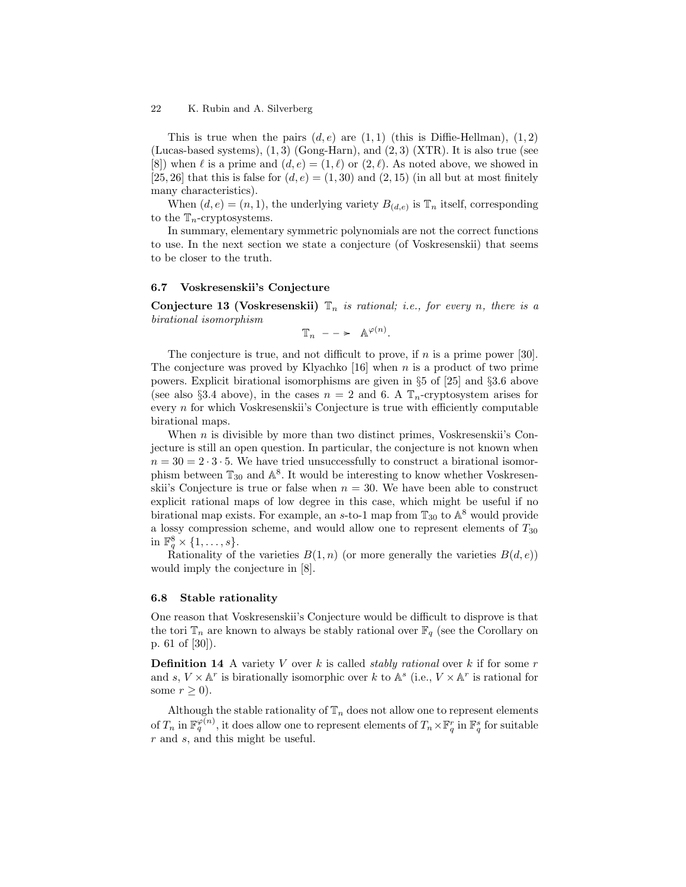This is true when the pairs $(d, e)$ are $(1, 1)$ (this is Diffie-Hellman), $(1, 2)$ (Lucas-based systems), $(1, 3)$ (Gong-Harn), and $(2, 3)$ (XTR). It is also true (see [8]) when $\ell$ is a prime and $(d, e) = (1, \ell)$ or $(2, \ell)$. As noted above, we showed in [25, 26] that this is false for $(d, e) = (1, 30)$ and $(2, 15)$ (in all but at most finitely many characteristics).

When $(d, e) = (n, 1)$, the underlying variety $B_{(d,e)}$ is $\mathbb{T}_n$ itself, corresponding to the $\mathbb{T}_n$-cryptosystems.

In summary, elementary symmetric polynomials are not the correct functions to use. In the next section we state a conjecture (of Voskresenskii) that seems to be closer to the truth.

### 6.7 Voskresenskii's Conjecture

**Conjecture 13 (Voskresenskii)** *$\mathbb{T}_n$ is rational; i.e., for every $n$, there is a birational isomorphism*

$$\mathbb{T}_n \dashrightarrow \mathbb{A}^{\varphi(n)}.$$

The conjecture is true, and not difficult to prove, if $n$ is a prime power [30]. The conjecture was proved by Klyachko [16] when $n$ is a product of two prime powers. Explicit birational isomorphisms are given in §5 of [25] and §3.6 above (see also §3.4 above), in the cases $n = 2$ and 6. A $\mathbb{T}_n$-cryptosystem arises for every $n$ for which Voskresenskii's Conjecture is true with efficiently computable birational maps.

When $n$ is divisible by more than two distinct primes, Voskresenskii's Conjecture is still an open question. In particular, the conjecture is not known when $n = 30 = 2 \cdot 3 \cdot 5$. We have tried unsuccessfully to construct a birational isomorphism between $\mathbb{T}_{30}$ and $\mathbb{A}^8$. It would be interesting to know whether Voskresenskii's Conjecture is true or false when $n = 30$. We have been able to construct explicit rational maps of low degree in this case, which might be useful if no birational map exists. For example, an $s$-to-1 map from $\mathbb{T}_{30}$ to $\mathbb{A}^8$ would provide a lossy compression scheme, and would allow one to represent elements of $T_{30}$ in $\mathbb{F}_q^8 \times \{1, \ldots, s\}$.

Rationality of the varieties $B(1, n)$ (or more generally the varieties $B(d, e)$) would imply the conjecture in [8].

### 6.8 Stable rationality

One reason that Voskresenskii's Conjecture would be difficult to disprove is that the tori $\mathbb{T}_n$ are known to always be stably rational over $\mathbb{F}_q$ (see the Corollary on p. 61 of [30]).

**Definition 14** A variety $V$ over $k$ is called *stably rational* over $k$ if for some $r$ and $s$, $V \times \mathbb{A}^r$ is birationally isomorphic over $k$ to $\mathbb{A}^s$ (i.e., $V \times \mathbb{A}^r$ is rational for some $r \geq 0$).

Although the stable rationality of $\mathbb{T}_n$ does not allow one to represent elements of $T_n$ in $\mathbb{F}_q^{\varphi(n)}$, it does allow one to represent elements of $T_n \times \mathbb{F}_q^r$ in $\mathbb{F}_q^s$ for suitable $r$ and $s$, and this might be useful.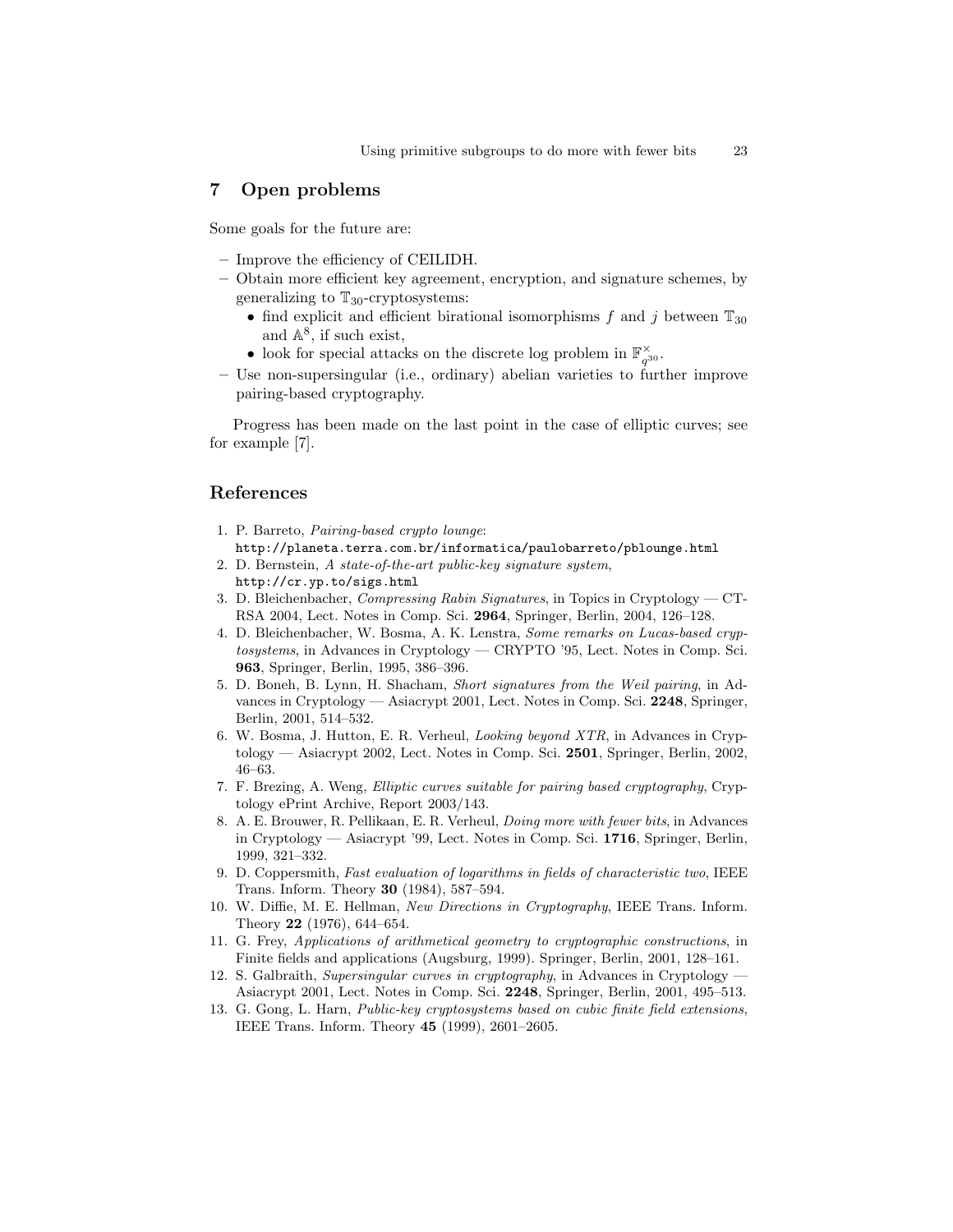## 7 Open problems

Some goals for the future are:

- Improve the efficiency of CEILIDH.
- Obtain more efficient key agreement, encryption, and signature schemes, by generalizing to $\mathbb{T}_{30}$-cryptosystems:
  - find explicit and efficient birational isomorphisms $f$ and $j$ between $\mathbb{T}_{30}$ and $\mathbb{A}^8$, if such exist,
  - look for special attacks on the discrete log problem in $\mathbb{F}_{q^{30}}^{\times}$.
- Use non-supersingular (i.e., ordinary) abelian varieties to further improve pairing-based cryptography.

Progress has been made on the last point in the case of elliptic curves; see for example [7].

## References

1. P. Barreto, *Pairing-based crypto lounge*: `http://planeta.terra.com.br/informatica/paulobarreto/pblounge.html`
2. D. Bernstein, *A state-of-the-art public-key signature system*, `http://cr.yp.to/sigs.html`
3. D. Bleichenbacher, *Compressing Rabin Signatures*, in Topics in Cryptology — CT-RSA 2004, Lect. Notes in Comp. Sci. **2964**, Springer, Berlin, 2004, 126–128.
4. D. Bleichenbacher, W. Bosma, A. K. Lenstra, *Some remarks on Lucas-based cryptosystems*, in Advances in Cryptology — CRYPTO '95, Lect. Notes in Comp. Sci. **963**, Springer, Berlin, 1995, 386–396.
5. D. Boneh, B. Lynn, H. Shacham, *Short signatures from the Weil pairing*, in Advances in Cryptology — Asiacrypt 2001, Lect. Notes in Comp. Sci. **2248**, Springer, Berlin, 2001, 514–532.
6. W. Bosma, J. Hutton, E. R. Verheul, *Looking beyond XTR*, in Advances in Cryptology — Asiacrypt 2002, Lect. Notes in Comp. Sci. **2501**, Springer, Berlin, 2002, 46–63.
7. F. Brezing, A. Weng, *Elliptic curves suitable for pairing based cryptography*, Cryptology ePrint Archive, Report 2003/143.
8. A. E. Brouwer, R. Pellikaan, E. R. Verheul, *Doing more with fewer bits*, in Advances in Cryptology — Asiacrypt '99, Lect. Notes in Comp. Sci. **1716**, Springer, Berlin, 1999, 321–332.
9. D. Coppersmith, *Fast evaluation of logarithms in fields of characteristic two*, IEEE Trans. Inform. Theory **30** (1984), 587–594.
10. W. Diffie, M. E. Hellman, *New Directions in Cryptography*, IEEE Trans. Inform. Theory **22** (1976), 644–654.
11. G. Frey, *Applications of arithmetical geometry to cryptographic constructions*, in Finite fields and applications (Augsburg, 1999). Springer, Berlin, 2001, 128–161.
12. S. Galbraith, *Supersingular curves in cryptography*, in Advances in Cryptology — Asiacrypt 2001, Lect. Notes in Comp. Sci. **2248**, Springer, Berlin, 2001, 495–513.
13. G. Gong, L. Harn, *Public-key cryptosystems based on cubic finite field extensions*, IEEE Trans. Inform. Theory **45** (1999), 2601–2605.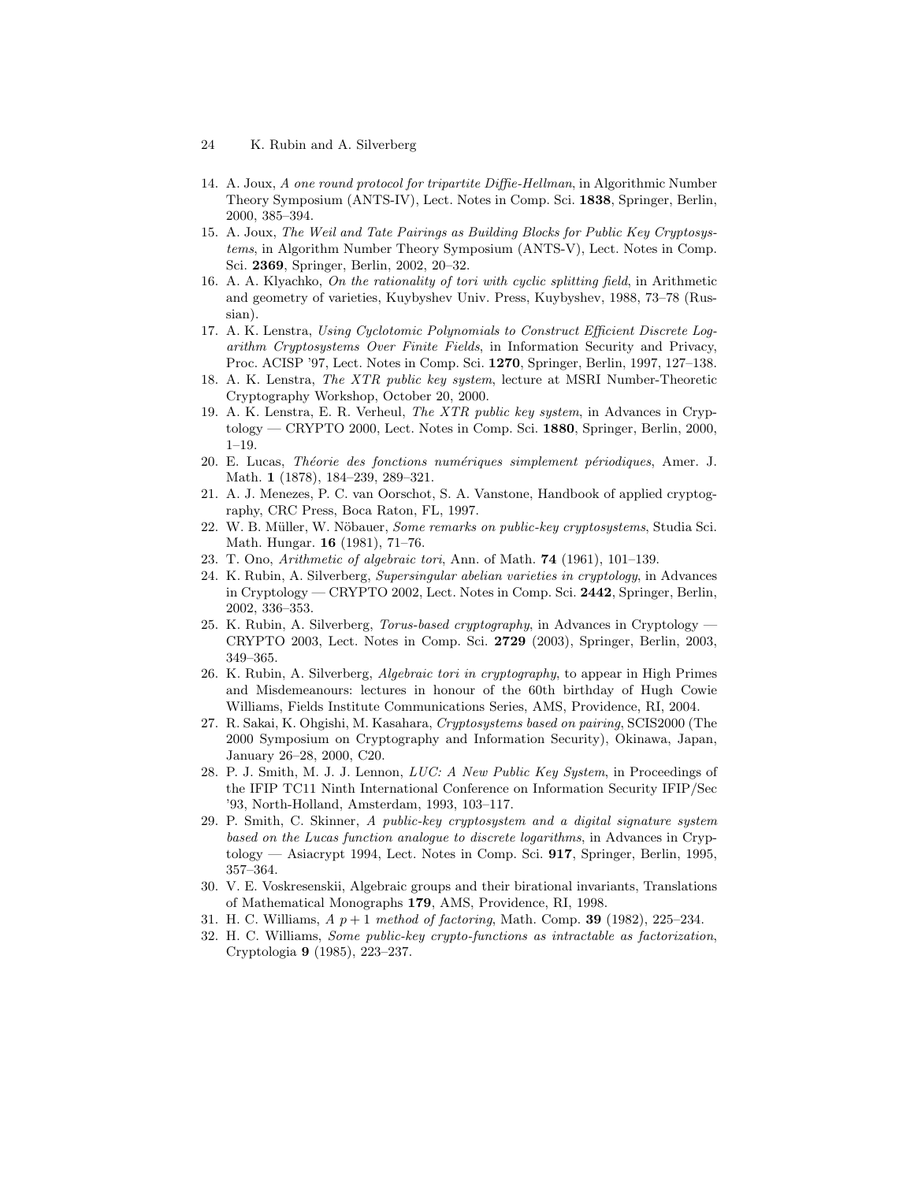14. A. Joux, *A one round protocol for tripartite Diffie-Hellman*, in Algorithmic Number Theory Symposium (ANTS-IV), Lect. Notes in Comp. Sci. **1838**, Springer, Berlin, 2000, 385–394.
15. A. Joux, *The Weil and Tate Pairings as Building Blocks for Public Key Cryptosystems*, in Algorithm Number Theory Symposium (ANTS-V), Lect. Notes in Comp. Sci. **2369**, Springer, Berlin, 2002, 20–32.
16. A. A. Klyachko, *On the rationality of tori with cyclic splitting field*, in Arithmetic and geometry of varieties, Kuybyshev Univ. Press, Kuybyshev, 1988, 73–78 (Russian).
17. A. K. Lenstra, *Using Cyclotomic Polynomials to Construct Efficient Discrete Logarithm Cryptosystems Over Finite Fields*, in Information Security and Privacy, Proc. ACISP '97, Lect. Notes in Comp. Sci. **1270**, Springer, Berlin, 1997, 127–138.
18. A. K. Lenstra, *The XTR public key system*, lecture at MSRI Number-Theoretic Cryptography Workshop, October 20, 2000.
19. A. K. Lenstra, E. R. Verheul, *The XTR public key system*, in Advances in Cryptology — CRYPTO 2000, Lect. Notes in Comp. Sci. **1880**, Springer, Berlin, 2000, 1–19.
20. E. Lucas, *Théorie des fonctions numériques simplement périodiques*, Amer. J. Math. **1** (1878), 184–239, 289–321.
21. A. J. Menezes, P. C. van Oorschot, S. A. Vanstone, Handbook of applied cryptography, CRC Press, Boca Raton, FL, 1997.
22. W. B. Müller, W. Nöbauer, *Some remarks on public-key cryptosystems*, Studia Sci. Math. Hungar. **16** (1981), 71–76.
23. T. Ono, *Arithmetic of algebraic tori*, Ann. of Math. **74** (1961), 101–139.
24. K. Rubin, A. Silverberg, *Supersingular abelian varieties in cryptology*, in Advances in Cryptology — CRYPTO 2002, Lect. Notes in Comp. Sci. **2442**, Springer, Berlin, 2002, 336–353.
25. K. Rubin, A. Silverberg, *Torus-based cryptography*, in Advances in Cryptology — CRYPTO 2003, Lect. Notes in Comp. Sci. **2729** (2003), Springer, Berlin, 2003, 349–365.
26. K. Rubin, A. Silverberg, *Algebraic tori in cryptography*, to appear in High Primes and Misdemeanours: lectures in honour of the 60th birthday of Hugh Cowie Williams, Fields Institute Communications Series, AMS, Providence, RI, 2004.
27. R. Sakai, K. Ohgishi, M. Kasahara, *Cryptosystems based on pairing*, SCIS2000 (The 2000 Symposium on Cryptography and Information Security), Okinawa, Japan, January 26–28, 2000, C20.
28. P. J. Smith, M. J. J. Lennon, *LUC: A New Public Key System*, in Proceedings of the IFIP TC11 Ninth International Conference on Information Security IFIP/Sec '93, North-Holland, Amsterdam, 1993, 103–117.
29. P. Smith, C. Skinner, *A public-key cryptosystem and a digital signature system based on the Lucas function analogue to discrete logarithms*, in Advances in Cryptology — Asiacrypt 1994, Lect. Notes in Comp. Sci. **917**, Springer, Berlin, 1995, 357–364.
30. V. E. Voskresenskii, Algebraic groups and their birational invariants, Translations of Mathematical Monographs **179**, AMS, Providence, RI, 1998.
31. H. C. Williams, *A $p+1$ method of factoring*, Math. Comp. **39** (1982), 225–234.
32. H. C. Williams, *Some public-key crypto-functions as intractable as factorization*, Cryptologia **9** (1985), 223–237.